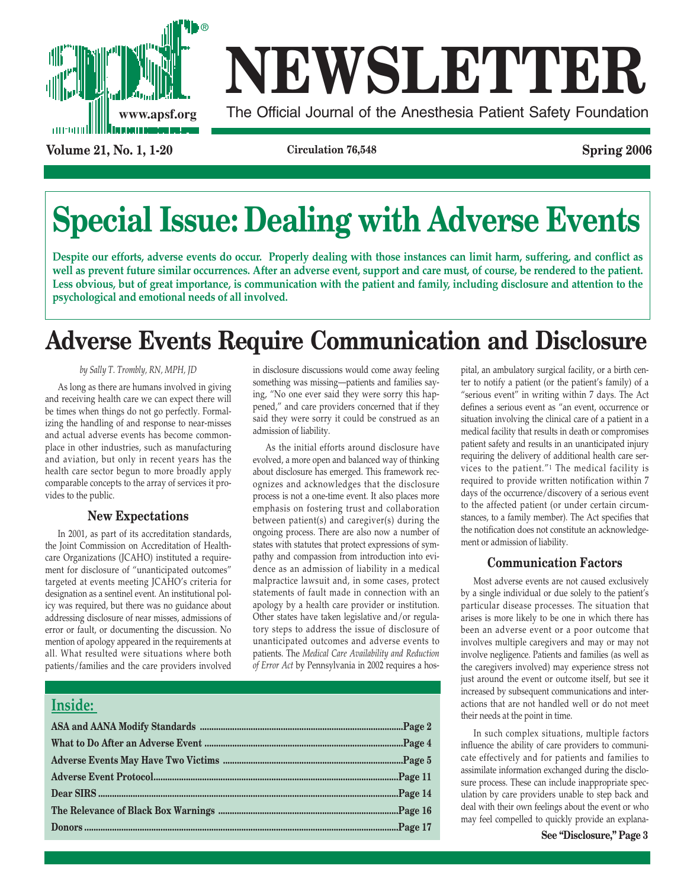# NEWSLETTER

The Official Journal of the Anesthesia Patient Safety Foundation

www.apsf.org

**Volume 21, No. 1, 1-20** **Circulation 76,548** **Spring 2006**

# Special Issue: Dealing with Adverse Events

**Despite our efforts, adverse events do occur. Properly dealing with those instances can limit harm, suffering, and conflict as well as prevent future similar occurrences. After an adverse event, support and care must, of course, be rendered to the patient. Less obvious, but of great importance, is communication with the patient and family, including disclosure and attention to the psychological and emotional needs of all involved.**

# Adverse Events Require Communication and Disclosure

*by Sally T. Trombly, RN, MPH, JD*

As long as there are humans involved in giving and receiving health care we can expect there will be times when things do not go perfectly. Formalizing the handling of and response to near-misses and actual adverse events has become commonplace in other industries, such as manufacturing and aviation, but only in recent years has the health care sector begun to more broadly apply comparable concepts to the array of services it provides to the public.

### New Expectations

In 2001, as part of its accreditation standards, the Joint Commission on Accreditation of Healthcare Organizations (JCAHO) instituted a requirement for disclosure of "unanticipated outcomes" targeted at events meeting JCAHO's criteria for designation as a sentinel event. An institutional policy was required, but there was no guidance about addressing disclosure of near misses, admissions of error or fault, or documenting the discussion. No mention of apology appeared in the requirements at all. What resulted were situations where both patients/families and the care providers involved in disclosure discussions would come away feeling something was missing—patients and families saying, "No one ever said they were sorry this happened," and care providers concerned that if they said they were sorry it could be construed as an admission of liability.

As the initial efforts around disclosure have evolved, a more open and balanced way of thinking about disclosure has emerged. This framework recognizes and acknowledges that the disclosure process is not a one-time event. It also places more emphasis on fostering trust and collaboration between patient(s) and caregiver(s) during the ongoing process. There are also now a number of states with statutes that protect expressions of sympathy and compassion from introduction into evidence as an admission of liability in a medical malpractice lawsuit and, in some cases, protect statements of fault made in connection with an apology by a health care provider or institution. Other states have taken legislative and/or regulatory steps to address the issue of disclosure of unanticipated outcomes and adverse events to patients. The *Medical Care Availability and Reduction of Error Act* by Pennsylvania in 2002 requires a hospital, an ambulatory surgical facility, or a birth center to notify a patient (or the patient's family) of a "serious event" in writing within 7 days. The Act defines a serious event as "an event, occurrence or situation involving the clinical care of a patient in a medical facility that results in death or compromises patient safety and results in an unanticipated injury requiring the delivery of additional health care services to the patient."[1] The medical facility is required to provide written notification within 7 days of the occurrence/discovery of a serious event to the affected patient (or under certain circumstances, to a family member). The Act specifies that the notification does not constitute an acknowledgement or admission of liability.

### Communication Factors

Most adverse events are not caused exclusively by a single individual or due solely to the patient's particular disease processes. The situation that arises is more likely to be one in which there has been an adverse event or a poor outcome that involves multiple caregivers and may or may not involve negligence. Patients and families (as well as the caregivers involved) may experience stress not just around the event or outcome itself, but see it increased by subsequent communications and interactions that are not handled well or do not meet their needs at the point in time.

In such complex situations, multiple factors influence the ability of care providers to communicate effectively and for patients and families to assimilate information exchanged during the disclosure process. These can include inappropriate speculation by care providers unable to step back and deal with their own feelings about the event or who may feel compelled to quickly provide an explana-

**See "Disclosure," Page 3**

## Inside:

| | |
|---|---|
| **ASA and AANA Modify Standards** | **Page 2** |
| **What to Do After an Adverse Event** | **Page 4** |
| **Adverse Events May Have Two Victims** | **Page 5** |
| **Adverse Event Protocol** | **Page 11** |
| **Dear SIRS** | **Page 14** |
| **The Relevance of Black Box Warnings** | **Page 16** |
| **Donors** | **Page 17** |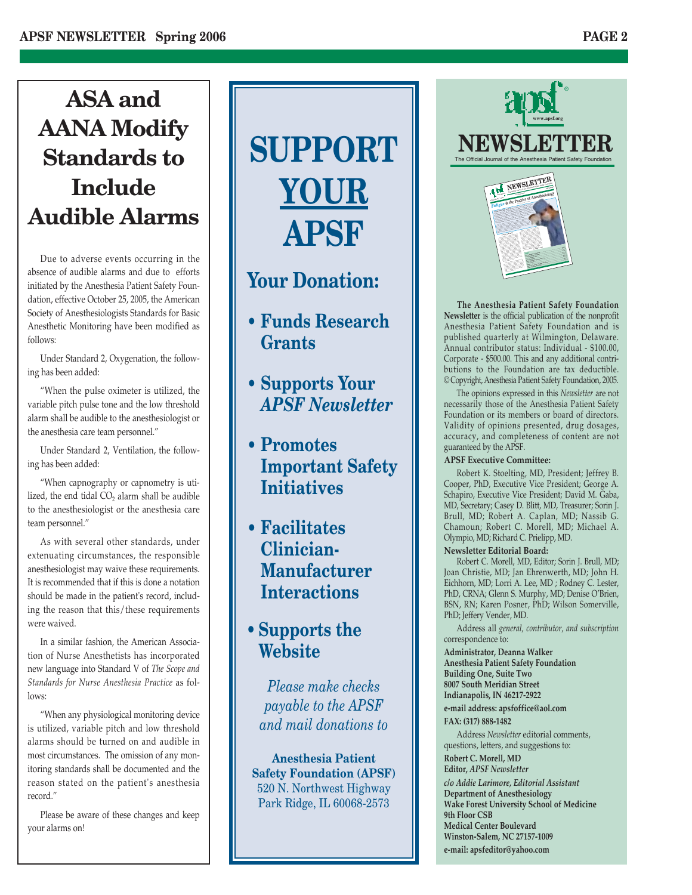# ASA and AANA Modify Standards to Include Audible Alarms

Due to adverse events occurring in the absence of audible alarms and due to efforts initiated by the Anesthesia Patient Safety Foundation, effective October 25, 2005, the American Society of Anesthesiologists Standards for Basic Anesthetic Monitoring have been modified as follows:

Under Standard 2, Oxygenation, the following has been added:

"When the pulse oximeter is utilized, the variable pitch pulse tone and the low threshold alarm shall be audible to the anesthesiologist or the anesthesia care team personnel."

Under Standard 2, Ventilation, the following has been added:

"When capnography or capnometry is utilized, the end tidal $CO_2$ alarm shall be audible to the anesthesiologist or the anesthesia care team personnel."

As with several other standards, under extenuating circumstances, the responsible anesthesiologist may waive these requirements. It is recommended that if this is done a notation should be made in the patient's record, including the reason that this/these requirements were waived.

In a similar fashion, the American Association of Nurse Anesthetists has incorporated new language into Standard V of *The Scope and Standards for Nurse Anesthesia Practice* as follows:

"When any physiological monitoring device is utilized, variable pitch and low threshold alarms should be turned on and audible in most circumstances. The omission of any monitoring standards shall be documented and the reason stated on the patient's anesthesia record."

Please be aware of these changes and keep your alarms on!

# SUPPORT YOUR APSF

## Your Donation:

- **Funds Research Grants**
- **Supports Your *APSF Newsletter***
- **Promotes Important Safety Initiatives**
- **Facilitates Clinician-Manufacturer Interactions**
- **Supports the Website**

*Please make checks payable to the APSF and mail donations to*

**Anesthesia Patient Safety Foundation (APSF)**
520 N. Northwest Highway
Park Ridge, IL 60068-2573

## apsf NEWSLETTER

The Official Journal of the Anesthesia Patient Safety Foundation

**The Anesthesia Patient Safety Foundation Newsletter** is the official publication of the nonprofit Anesthesia Patient Safety Foundation and is published quarterly at Wilmington, Delaware. Annual contributor status: Individual - $100.00, Corporate - $500.00. This and any additional contributions to the Foundation are tax deductible. © Copyright, Anesthesia Patient Safety Foundation, 2005.

The opinions expressed in this *Newsletter* are not necessarily those of the Anesthesia Patient Safety Foundation or its members or board of directors. Validity of opinions presented, drug dosages, accuracy, and completeness of content are not guaranteed by the APSF.

**APSF Executive Committee:**

Robert K. Stoelting, MD, President; Jeffrey B. Cooper, PhD, Executive Vice President; George A. Schapiro, Executive Vice President; David M. Gaba, MD, Secretary; Casey D. Blitt, MD, Treasurer; Sorin J. Brull, MD; Robert A. Caplan, MD; Nassib G. Chamoun; Robert C. Morell, MD; Michael A. Olympio, MD; Richard C. Prielipp, MD.

**Newsletter Editorial Board:**

Robert C. Morell, MD, Editor; Sorin J. Brull, MD; Joan Christie, MD; Jan Ehrenwerth, MD; John H. Eichhorn, MD; Lorri A. Lee, MD ; Rodney C. Lester, PhD, CRNA; Glenn S. Murphy, MD; Denise O'Brien, BSN, RN; Karen Posner, PhD; Wilson Somerville, PhD; Jeffery Vender, MD.

Address all *general, contributor, and subscription* correspondence to:

**Administrator, Deanna Walker**
**Anesthesia Patient Safety Foundation**
**Building One, Suite Two**
**8007 South Meridian Street**
**Indianapolis, IN 46217-2922**
**e-mail address: apsfoffice@aol.com**
**FAX: (317) 888-1482**

Address *Newsletter* editorial comments, questions, letters, and suggestions to:

**Robert C. Morell, MD**
**Editor, *APSF Newsletter***
***c/o Addie Larimore, Editorial Assistant***
**Department of Anesthesiology**
**Wake Forest University School of Medicine**
**9th Floor CSB**
**Medical Center Boulevard**
**Winston-Salem, NC 27157-1009**
**e-mail: apsfeditor@yahoo.com**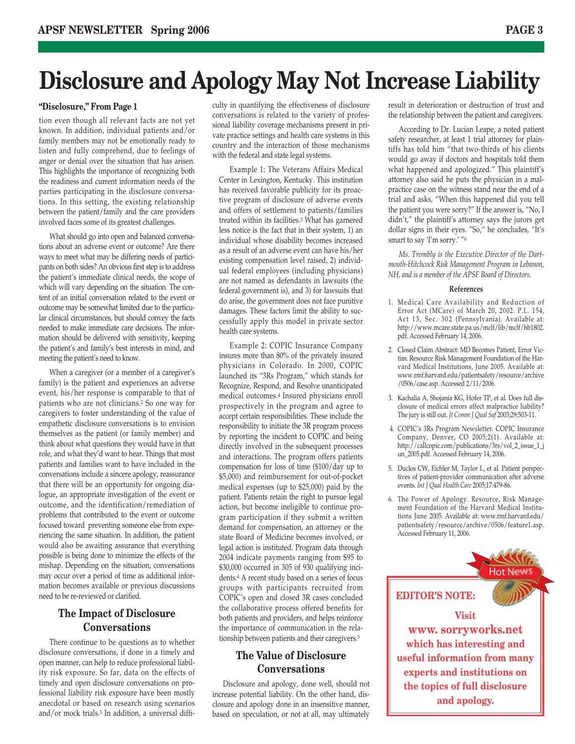# Disclosure and Apology May Not Increase Liability

**"Disclosure," From Page 1**

tion even though all relevant facts are not yet known. In addition, individual patients and/or family members may not be emotionally ready to listen and fully comprehend, due to feelings of anger or denial over the situation that has arisen. This highlights the importance of recognizing both the readiness and current information needs of the parties participating in the disclosure conversations. In this setting, the existing relationship between the patient/family and the care providers involved faces some of its greatest challenges.

What should go into open and balanced conversations about an adverse event or outcome? Are there ways to meet what may be differing needs of participants on both sides? An obvious first step is to address the patient's immediate clinical needs, the scope of which will vary depending on the situation. The content of an initial conversation related to the event or outcome may be somewhat limited due to the particular clinical circumstances, but should convey the facts needed to make immediate care decisions. The information should be delivered with sensitivity, keeping the patient's and family's best interests in mind, and meeting the patient's need to know.

When a caregiver (or a member of a caregiver's family) is the patient and experiences an adverse event, his/her response is comparable to that of patients who are not clinicians.[2] So one way for caregivers to foster understanding of the value of empathetic disclosure conversations is to envision themselves as the patient (or family member) and think about what questions they would have in that role, and what they'd want to hear. Things that most patients and families want to have included in the conversations include a sincere apology, reassurance that there will be an opportunity for ongoing dialogue, an appropriate investigation of the event or outcome, and the identification/remediation of problems that contributed to the event or outcome focused toward preventing someone else from experiencing the same situation. In addition, the patient would also be awaiting assurance that everything possible is being done to minimize the effects of the mishap. Depending on the situation, conversations may occur over a period of time as additional information becomes available or previous discussions need to be re-reviewed or clarified.

## The Impact of Disclosure Conversations

There continue to be questions as to whether disclosure conversations, if done in a timely and open manner, can help to reduce professional liability risk exposure. So far, data on the effects of timely and open disclosure conversations on professional liability risk exposure have been mostly anecdotal or based on research using scenarios and/or mock trials.[3] In addition, a universal difficulty in quantifying the effectiveness of disclosure conversations is related to the variety of professional liability coverage mechanisms present in private practice settings and health care systems in this country and the interaction of those mechanisms with the federal and state legal systems.

Example 1: The Veterans Affairs Medical Center in Lexington, Kentucky. This institution has received favorable publicity for its proactive program of disclosure of adverse events and offers of settlement to patients/families treated within its facilities.[3] What has garnered less notice is the fact that in their system, 1) an individual whose disability becomes increased as a result of an adverse event can have his/her existing compensation level raised, 2) individual federal employees (including physicians) are not named as defendants in lawsuits (the federal government is), and 3) for lawsuits that do arise, the government does not face punitive damages. These factors limit the ability to successfully apply this model in private sector health care systems.

Example 2: COPIC Insurance Company insures more than 80% of the privately insured physicians in Colorado. In 2000, COPIC launched its "3Rs Program," which stands for Recognize, Respond, and Resolve unanticipated medical outcomes.[4] Insured physicians enroll prospectively in the program and agree to accept certain responsibilities. These include the responsibility to initiate the 3R program process by reporting the incident to COPIC and being directly involved in the subsequent processes and interactions. The program offers patients compensation for loss of time ($100/day up to $5,000) and reimbursement for out-of-pocket medical expenses (up to $25,000) paid by the patient. Patients retain the right to pursue legal action, but become ineligible to continue program participation if they submit a written demand for compensation, an attorney or the state Board of Medicine becomes involved, or legal action is instituted. Program data through 2004 indicate payments ranging from $95 to $30,000 occurred in 305 of 930 qualifying incidents.[4] A recent study based on a series of focus groups with participants recruited from COPIC's open and closed 3R cases concluded the collaborative process offered benefits for both patients and providers, and helps reinforce the importance of communication in the relationship between patients and their caregivers.[5]

## The Value of Disclosure Conversations

Disclosure and apology, done well, should not increase potential liability. On the other hand, disclosure and apology done in an insensitive manner, based on speculation, or not at all, may ultimately result in deterioration or destruction of trust and the relationship between the patient and caregivers.

According to Dr. Lucian Leape, a noted patient safety researcher, at least 1 trial attorney for plaintiffs has told him "that two-thirds of his clients would go away if doctors and hospitals told them what happened and apologized." This plaintiff's attorney also said he puts the physician in a malpractice case on the witness stand near the end of a trial and asks, "When this happened did you tell the patient you were sorry?" If the answer is, "No, I didn't," the plaintiff's attorney says the jurors get dollar signs in their eyes. "So," he concludes, "It's smart to say 'I'm sorry.' "[6]

*Ms. Trombly is the Executive Director of the Dartmouth-Hitchcock Risk Management Program in Lebanon, NH, and is a member of the APSF Board of Directors.*

### References

1. Medical Care Availability and Reduction of Error Act (MCare) of March 20, 2002. P.L. 154, Act 13, Sec. 302 (Pennsylvania). Available at: http://www.mcare.state.pa.us/mclf/lib/mclf/hb1802.pdf. Accessed February 14, 2006.
2. Closed Claim Abstract: MD Becomes Patient, Error Victim. Resource Risk Management Foundation of the Harvard Medical Institutions, June 2005. Available at: www.rmf.harvard.edu/patientsafety/resource/archive/0506/case.asp. Accessed 2/11/2006.
3. Kachalia A, Shojania KG, Hofer TP, et al. Does full disclosure of medical errors affect malpractice liability? The jury is still out. *Jt Comm J Qual Saf* 2003;29:503-11.
4. COPIC's 3Rs Program Newsletter. COPIC Insurance Company, Denver, CO 2005;2(1). Available at: http://callcopic.com/publications/3rs/vol_2_issue_1_jun_2005.pdf. Accessed February 14, 2006.
5. Duclos CW, Eichler M, Taylor L, et al. Patient perspectives of patient-provider communication after adverse events. *Int J Qual Health Care* 2005;17:479-86.
6. The Power of Apology. Resource, Risk Management Foundation of the Harvard Medical Institutions June 2005. Available at: www.rmf.harvard.edu/patientsafety/resource/archive/0506/feature1.asp. Accessed February 11, 2006.

Hot News

**EDITOR'S NOTE:**

**Visit www.sorryworks.net which has interesting and useful information from many experts and institutions on the topics of full disclosure and apology.**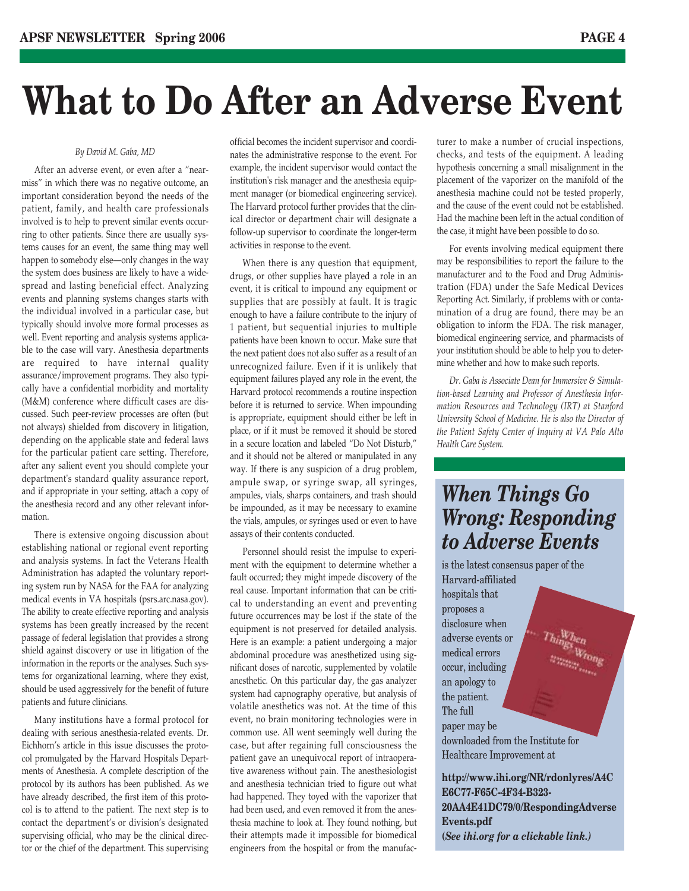# What to Do After an Adverse Event

*By David M. Gaba, MD*

After an adverse event, or even after a "near-miss" in which there was no negative outcome, an important consideration beyond the needs of the patient, family, and health care professionals involved is to help to prevent similar events occurring to other patients. Since there are usually systems causes for an event, the same thing may well happen to somebody else—only changes in the way the system does business are likely to have a widespread and lasting beneficial effect. Analyzing events and planning systems changes starts with the individual involved in a particular case, but typically should involve more formal processes as well. Event reporting and analysis systems applicable to the case will vary. Anesthesia departments are required to have internal quality assurance/improvement programs. They also typically have a confidential morbidity and mortality (M&M) conference where difficult cases are discussed. Such peer-review processes are often (but not always) shielded from discovery in litigation, depending on the applicable state and federal laws for the particular patient care setting. Therefore, after any salient event you should complete your department's standard quality assurance report, and if appropriate in your setting, attach a copy of the anesthesia record and any other relevant information.

There is extensive ongoing discussion about establishing national or regional event reporting and analysis systems. In fact the Veterans Health Administration has adapted the voluntary reporting system run by NASA for the FAA for analyzing medical events in VA hospitals (psrs.arc.nasa.gov). The ability to create effective reporting and analysis systems has been greatly increased by the recent passage of federal legislation that provides a strong shield against discovery or use in litigation of the information in the reports or the analyses. Such systems for organizational learning, where they exist, should be used aggressively for the benefit of future patients and future clinicians.

Many institutions have a formal protocol for dealing with serious anesthesia-related events. Dr. Eichhorn's article in this issue discusses the protocol promulgated by the Harvard Hospitals Departments of Anesthesia. A complete description of the protocol by its authors has been published. As we have already described, the first item of this protocol is to attend to the patient. The next step is to contact the department's or division's designated supervising official, who may be the clinical director or the chief of the department. This supervising official becomes the incident supervisor and coordinates the administrative response to the event. For example, the incident supervisor would contact the institution's risk manager and the anesthesia equipment manager (or biomedical engineering service). The Harvard protocol further provides that the clinical director or department chair will designate a follow-up supervisor to coordinate the longer-term activities in response to the event.

When there is any question that equipment, drugs, or other supplies have played a role in an event, it is critical to impound any equipment or supplies that are possibly at fault. It is tragic enough to have a failure contribute to the injury of 1 patient, but sequential injuries to multiple patients have been known to occur. Make sure that the next patient does not also suffer as a result of an unrecognized failure. Even if it is unlikely that equipment failures played any role in the event, the Harvard protocol recommends a routine inspection before it is returned to service. When impounding is appropriate, equipment should either be left in place, or if it must be removed it should be stored in a secure location and labeled "Do Not Disturb," and it should not be altered or manipulated in any way. If there is any suspicion of a drug problem, ampule swap, or syringe swap, all syringes, ampules, vials, sharps containers, and trash should be impounded, as it may be necessary to examine the vials, ampules, or syringes used or even to have assays of their contents conducted.

Personnel should resist the impulse to experiment with the equipment to determine whether a fault occurred; they might impede discovery of the real cause. Important information that can be critical to understanding an event and preventing future occurrences may be lost if the state of the equipment is not preserved for detailed analysis. Here is an example: a patient undergoing a major abdominal procedure was anesthetized using significant doses of narcotic, supplemented by volatile anesthetic. On this particular day, the gas analyzer system had capnography operative, but analysis of volatile anesthetics was not. At the time of this event, no brain monitoring technologies were in common use. All went seemingly well during the case, but after regaining full consciousness the patient gave an unequivocal report of intraoperative awareness without pain. The anesthesiologist and anesthesia technician tried to figure out what had happened. They toyed with the vaporizer that had been used, and even removed it from the anesthesia machine to look at. They found nothing, but their attempts made it impossible for biomedical engineers from the hospital or from the manufacturer to make a number of crucial inspections, checks, and tests of the equipment. A leading hypothesis concerning a small misalignment in the placement of the vaporizer on the manifold of the anesthesia machine could not be tested properly, and the cause of the event could not be established. Had the machine been left in the actual condition of the case, it might have been possible to do so.

For events involving medical equipment there may be responsibilities to report the failure to the manufacturer and to the Food and Drug Administration (FDA) under the Safe Medical Devices Reporting Act. Similarly, if problems with or contamination of a drug are found, there may be an obligation to inform the FDA. The risk manager, biomedical engineering service, and pharmacists of your institution should be able to help you to determine whether and how to make such reports.

*Dr. Gaba is Associate Dean for Immersive & Simulation-based Learning and Professor of Anesthesia Information Resources and Technology (IRT) at Stanford University School of Medicine. He is also the Director of the Patient Safety Center of Inquiry at VA Palo Alto Health Care System.*

---

## *When Things Go Wrong: Responding to Adverse Events*

is the latest consensus paper of the Harvard-affiliated hospitals that proposes a disclosure when adverse events or medical errors occur, including an apology to the patient. The full paper may be downloaded from the Institute for Healthcare Improvement at

**http://www.ihi.org/NR/rdonlyres/A4CE6C77-F65C-4F34-B323-20AA4E41DC79/0/RespondingAdverseEvents.pdf**
**(*See ihi.org for a clickable link.*)**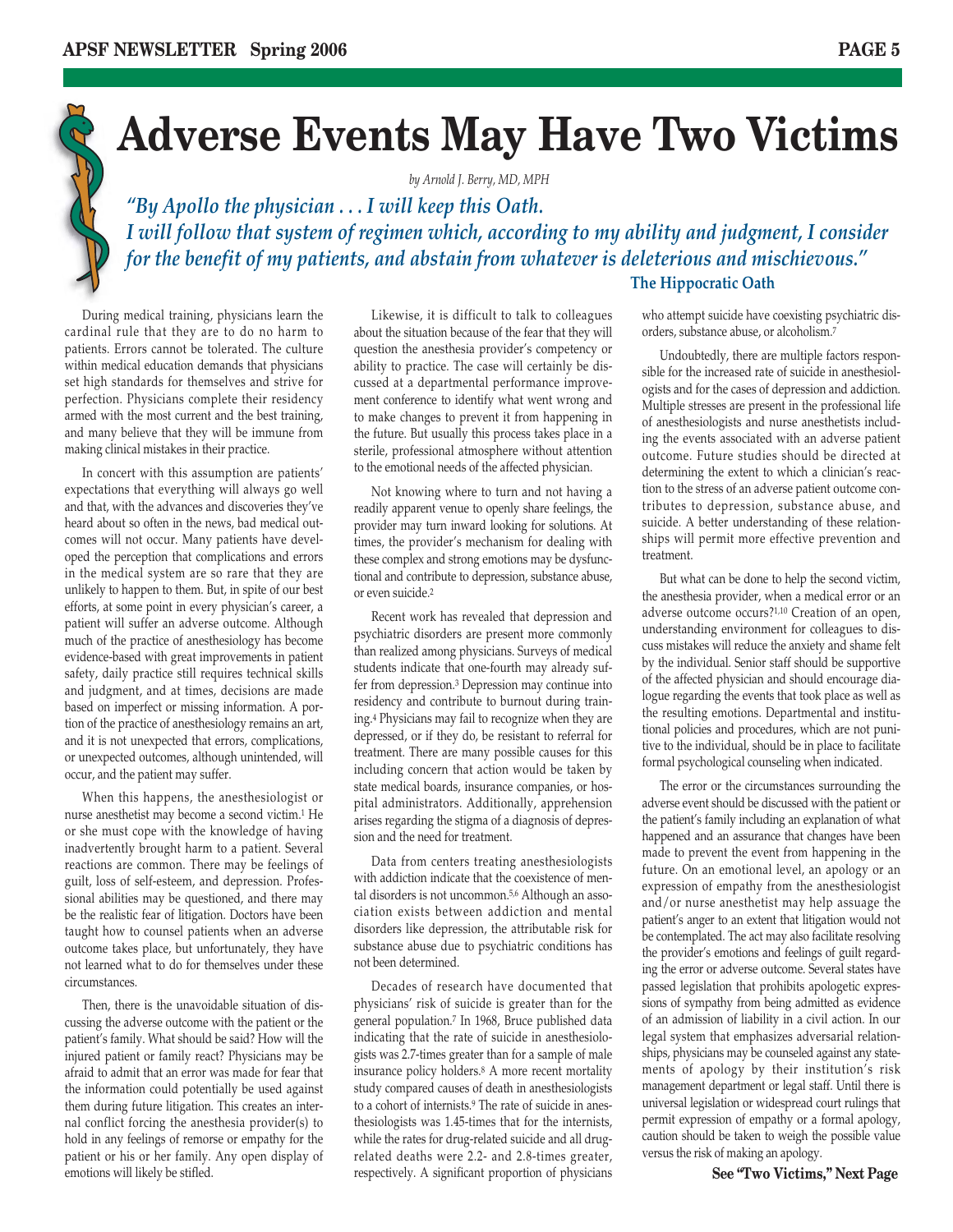# Adverse Events May Have Two Victims

*by Arnold J. Berry, MD, MPH*

***"By Apollo the physician . . . I will keep this Oath. I will follow that system of regimen which, according to my ability and judgment, I consider for the benefit of my patients, and abstain from whatever is deleterious and mischievous."***

**The Hippocratic Oath**

During medical training, physicians learn the cardinal rule that they are to do no harm to patients. Errors cannot be tolerated. The culture within medical education demands that physicians set high standards for themselves and strive for perfection. Physicians complete their residency armed with the most current and the best training, and many believe that they will be immune from making clinical mistakes in their practice.

In concert with this assumption are patients' expectations that everything will always go well and that, with the advances and discoveries they've heard about so often in the news, bad medical outcomes will not occur. Many patients have developed the perception that complications and errors in the medical system are so rare that they are unlikely to happen to them. But, in spite of our best efforts, at some point in every physician's career, a patient will suffer an adverse outcome. Although much of the practice of anesthesiology has become evidence-based with great improvements in patient safety, daily practice still requires technical skills and judgment, and at times, decisions are made based on imperfect or missing information. A portion of the practice of anesthesiology remains an art, and it is not unexpected that errors, complications, or unexpected outcomes, although unintended, will occur, and the patient may suffer.

When this happens, the anesthesiologist or nurse anesthetist may become a second victim.[1] He or she must cope with the knowledge of having inadvertently brought harm to a patient. Several reactions are common. There may be feelings of guilt, loss of self-esteem, and depression. Professional abilities may be questioned, and there may be the realistic fear of litigation. Doctors have been taught how to counsel patients when an adverse outcome takes place, but unfortunately, they have not learned what to do for themselves under these circumstances.

Then, there is the unavoidable situation of discussing the adverse outcome with the patient or the patient's family. What should be said? How will the injured patient or family react? Physicians may be afraid to admit that an error was made for fear that the information could potentially be used against them during future litigation. This creates an internal conflict forcing the anesthesia provider(s) to hold in any feelings of remorse or empathy for the patient or his or her family. Any open display of emotions will likely be stifled.

Likewise, it is difficult to talk to colleagues about the situation because of the fear that they will question the anesthesia provider's competency or ability to practice. The case will certainly be discussed at a departmental performance improvement conference to identify what went wrong and to make changes to prevent it from happening in the future. But usually this process takes place in a sterile, professional atmosphere without attention to the emotional needs of the affected physician.

Not knowing where to turn and not having a readily apparent venue to openly share feelings, the provider may turn inward looking for solutions. At times, the provider's mechanism for dealing with these complex and strong emotions may be dysfunctional and contribute to depression, substance abuse, or even suicide.[2]

Recent work has revealed that depression and psychiatric disorders are present more commonly than realized among physicians. Surveys of medical students indicate that one-fourth may already suffer from depression.[3] Depression may continue into residency and contribute to burnout during training.[4] Physicians may fail to recognize when they are depressed, or if they do, be resistant to referral for treatment. There are many possible causes for this including concern that action would be taken by state medical boards, insurance companies, or hospital administrators. Additionally, apprehension arises regarding the stigma of a diagnosis of depression and the need for treatment.

Data from centers treating anesthesiologists with addiction indicate that the coexistence of mental disorders is not uncommon.[5,6] Although an association exists between addiction and mental disorders like depression, the attributable risk for substance abuse due to psychiatric conditions has not been determined.

Decades of research have documented that physicians' risk of suicide is greater than for the general population.[7] In 1968, Bruce published data indicating that the rate of suicide in anesthesiologists was 2.7-times greater than for a sample of male insurance policy holders.[8] A more recent mortality study compared causes of death in anesthesiologists to a cohort of internists.[9] The rate of suicide in anesthesiologists was 1.45-times that for the internists, while the rates for drug-related suicide and all drug-related deaths were 2.2- and 2.8-times greater, respectively. A significant proportion of physicians who attempt suicide have coexisting psychiatric disorders, substance abuse, or alcoholism.[7]

Undoubtedly, there are multiple factors responsible for the increased rate of suicide in anesthesiologists and for the cases of depression and addiction. Multiple stresses are present in the professional life of anesthesiologists and nurse anesthetists including the events associated with an adverse patient outcome. Future studies should be directed at determining the extent to which a clinician's reaction to the stress of an adverse patient outcome contributes to depression, substance abuse, and suicide. A better understanding of these relationships will permit more effective prevention and treatment.

But what can be done to help the second victim, the anesthesia provider, when a medical error or an adverse outcome occurs?[1,10] Creation of an open, understanding environment for colleagues to discuss mistakes will reduce the anxiety and shame felt by the individual. Senior staff should be supportive of the affected physician and should encourage dialogue regarding the events that took place as well as the resulting emotions. Departmental and institutional policies and procedures, which are not punitive to the individual, should be in place to facilitate formal psychological counseling when indicated.

The error or the circumstances surrounding the adverse event should be discussed with the patient or the patient's family including an explanation of what happened and an assurance that changes have been made to prevent the event from happening in the future. On an emotional level, an apology or an expression of empathy from the anesthesiologist and/or nurse anesthetist may help assuage the patient's anger to an extent that litigation would not be contemplated. The act may also facilitate resolving the provider's emotions and feelings of guilt regarding the error or adverse outcome. Several states have passed legislation that prohibits apologetic expressions of sympathy from being admitted as evidence of an admission of liability in a civil action. In our legal system that emphasizes adversarial relationships, physicians may be counseled against any statements of apology by their institution's risk management department or legal staff. Until there is universal legislation or widespread court rulings that permit expression of empathy or a formal apology, caution should be taken to weigh the possible value versus the risk of making an apology.

**See "Two Victims," Next Page**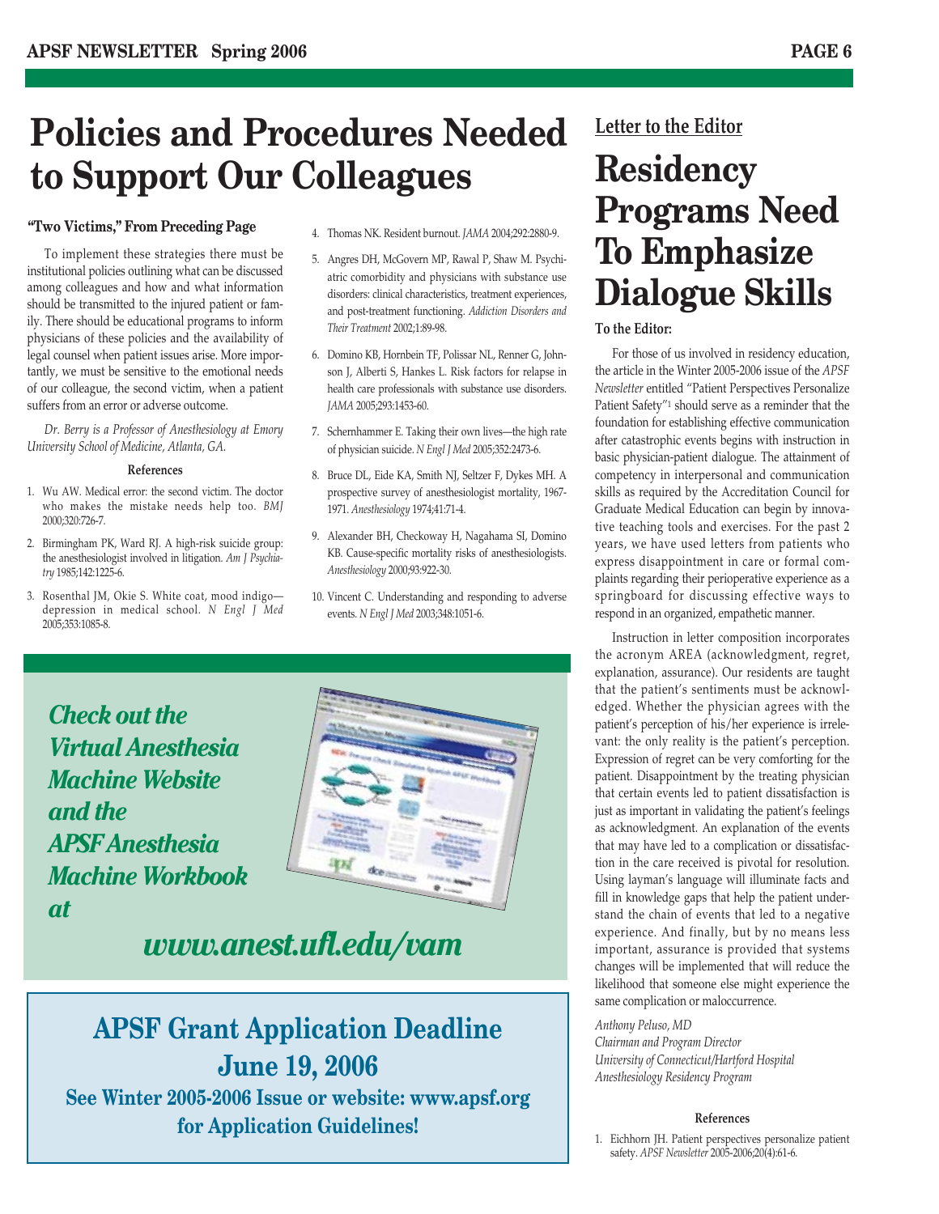# Policies and Procedures Needed to Support Our Colleagues

### "Two Victims," From Preceding Page

To implement these strategies there must be institutional policies outlining what can be discussed among colleagues and how and what information should be transmitted to the injured patient or family. There should be educational programs to inform physicians of these policies and the availability of legal counsel when patient issues arise. More importantly, we must be sensitive to the emotional needs of our colleague, the second victim, when a patient suffers from an error or adverse outcome.

*Dr. Berry is a Professor of Anesthesiology at Emory University School of Medicine, Atlanta, GA.*

#### References

1. Wu AW. Medical error: the second victim. The doctor who makes the mistake needs help too. *BMJ* 2000;320:726-7.
2. Birmingham PK, Ward RJ. A high-risk suicide group: the anesthesiologist involved in litigation. *Am J Psychiatry* 1985;142:1225-6.
3. Rosenthal JM, Okie S. White coat, mood indigo—depression in medical school. *N Engl J Med* 2005;353:1085-8.
4. Thomas NK. Resident burnout. *JAMA* 2004;292:2880-9.
5. Angres DH, McGovern MP, Rawal P, Shaw M. Psychiatric comorbidity and physicians with substance use disorders: clinical characteristics, treatment experiences, and post-treatment functioning. *Addiction Disorders and Their Treatment* 2002;1:89-98.
6. Domino KB, Hornbein TF, Polissar NL, Renner G, Johnson J, Alberti S, Hankes L. Risk factors for relapse in health care professionals with substance use disorders. *JAMA* 2005;293:1453-60.
7. Schernhammer E. Taking their own lives—the high rate of physician suicide. *N Engl J Med* 2005;352:2473-6.
8. Bruce DL, Eide KA, Smith NJ, Seltzer F, Dykes MH. A prospective survey of anesthesiologist mortality, 1967-1971. *Anesthesiology* 1974;41:71-4.
9. Alexander BH, Checkoway H, Nagahama SI, Domino KB. Cause-specific mortality risks of anesthesiologists. *Anesthesiology* 2000;93:922-30.
10. Vincent C. Understanding and responding to adverse events. *N Engl J Med* 2003;348:1051-6.

***Check out the Virtual Anesthesia Machine Website and the APSF Anesthesia Machine Workbook at***

***www.anest.ufl.edu/vam***

## APSF Grant Application Deadline June 19, 2006

**See Winter 2005-2006 Issue or website: www.apsf.org for Application Guidelines!**

Letter to the Editor

# Residency Programs Need To Emphasize Dialogue Skills

**To the Editor:**

For those of us involved in residency education, the article in the Winter 2005-2006 issue of the *APSF Newsletter* entitled "Patient Perspectives Personalize Patient Safety"[1] should serve as a reminder that the foundation for establishing effective communication after catastrophic events begins with instruction in basic physician-patient dialogue. The attainment of competency in interpersonal and communication skills as required by the Accreditation Council for Graduate Medical Education can begin by innovative teaching tools and exercises. For the past 2 years, we have used letters from patients who express disappointment in care or formal complaints regarding their perioperative experience as a springboard for discussing effective ways to respond in an organized, empathetic manner.

Instruction in letter composition incorporates the acronym AREA (acknowledgment, regret, explanation, assurance). Our residents are taught that the patient's sentiments must be acknowledged. Whether the physician agrees with the patient's perception of his/her experience is irrelevant: the only reality is the patient's perception. Expression of regret can be very comforting for the patient. Disappointment by the treating physician that certain events led to patient dissatisfaction is just as important in validating the patient's feelings as acknowledgment. An explanation of the events that may have led to a complication or dissatisfaction in the care received is pivotal for resolution. Using layman's language will illuminate facts and fill in knowledge gaps that help the patient understand the chain of events that led to a negative experience. And finally, but by no means less important, assurance is provided that systems changes will be implemented that will reduce the likelihood that someone else might experience the same complication or maloccurrence.

*Anthony Peluso, MD*
*Chairman and Program Director*
*University of Connecticut/Hartford Hospital*
*Anesthesiology Residency Program*

#### References

1. Eichhorn JH. Patient perspectives personalize patient safety. *APSF Newsletter* 2005-2006;20(4):61-6.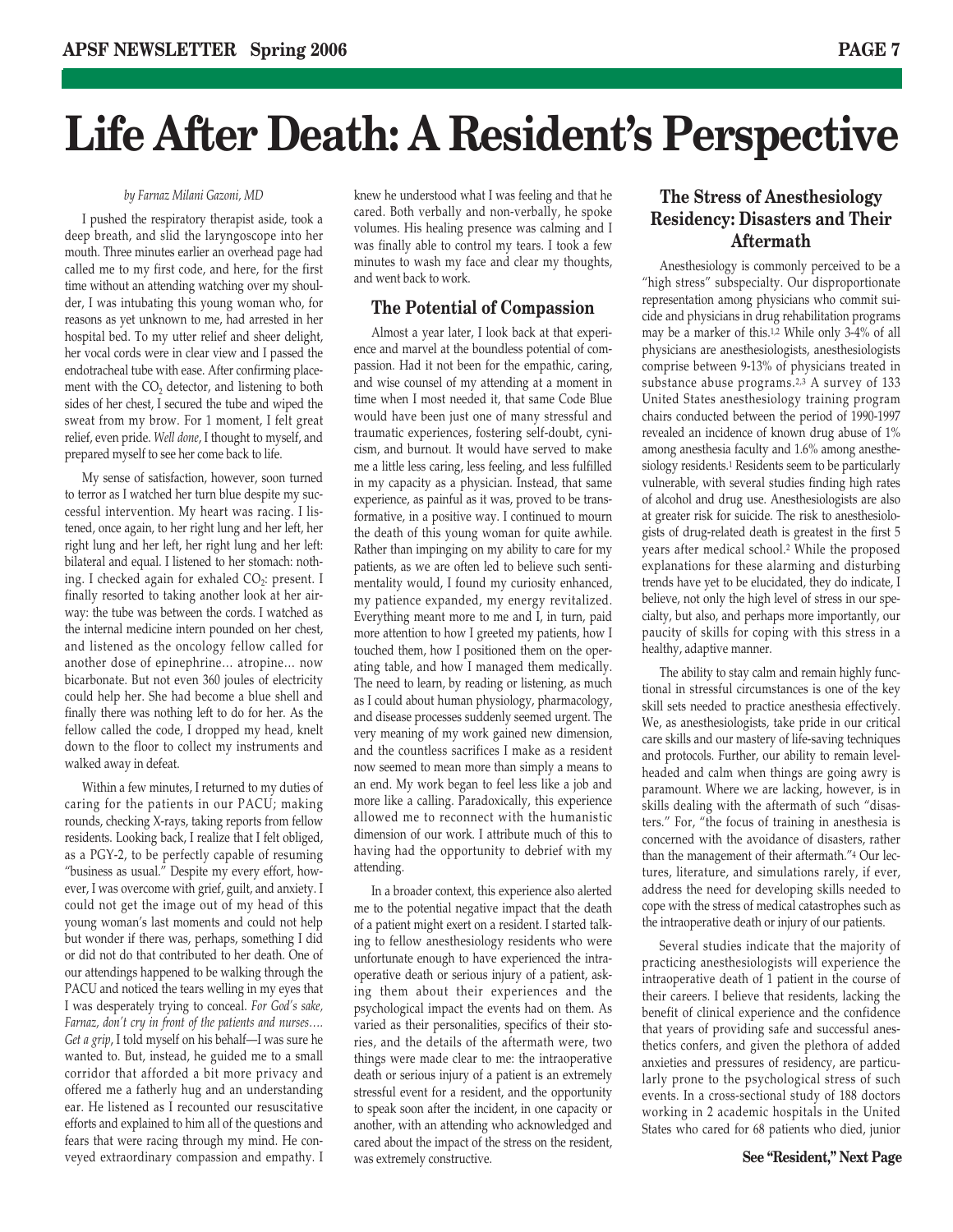# Life After Death: A Resident's Perspective

*by Farnaz Milani Gazoni, MD*

I pushed the respiratory therapist aside, took a deep breath, and slid the laryngoscope into her mouth. Three minutes earlier an overhead page had called me to my first code, and here, for the first time without an attending watching over my shoulder, I was intubating this young woman who, for reasons as yet unknown to me, had arrested in her hospital bed. To my utter relief and sheer delight, her vocal cords were in clear view and I passed the endotracheal tube with ease. After confirming placement with the $CO_2$ detector, and listening to both sides of her chest, I secured the tube and wiped the sweat from my brow. For 1 moment, I felt great relief, even pride. *Well done*, I thought to myself, and prepared myself to see her come back to life.

My sense of satisfaction, however, soon turned to terror as I watched her turn blue despite my successful intervention. My heart was racing. I listened, once again, to her right lung and her left, her right lung and her left, her right lung and her left: bilateral and equal. I listened to her stomach: nothing. I checked again for exhaled $CO_2$: present. I finally resorted to taking another look at her airway: the tube was between the cords. I watched as the internal medicine intern pounded on her chest, and listened as the oncology fellow called for another dose of epinephrine… atropine… now bicarbonate. But not even 360 joules of electricity could help her. She had become a blue shell and finally there was nothing left to do for her. As the fellow called the code, I dropped my head, knelt down to the floor to collect my instruments and walked away in defeat.

Within a few minutes, I returned to my duties of caring for the patients in our PACU; making rounds, checking X-rays, taking reports from fellow residents. Looking back, I realize that I felt obliged, as a PGY-2, to be perfectly capable of resuming "business as usual." Despite my every effort, however, I was overcome with grief, guilt, and anxiety. I could not get the image out of my head of this young woman's last moments and could not help but wonder if there was, perhaps, something I did or did not do that contributed to her death. One of our attendings happened to be walking through the PACU and noticed the tears welling in my eyes that I was desperately trying to conceal. *For God's sake, Farnaz, don't cry in front of the patients and nurses…. Get a grip*, I told myself on his behalf—I was sure he wanted to. But, instead, he guided me to a small corridor that afforded a bit more privacy and offered me a fatherly hug and an understanding ear. He listened as I recounted our resuscitative efforts and explained to him all of the questions and fears that were racing through my mind. He conveyed extraordinary compassion and empathy. I knew he understood what I was feeling and that he cared. Both verbally and non-verbally, he spoke volumes. His healing presence was calming and I was finally able to control my tears. I took a few minutes to wash my face and clear my thoughts, and went back to work.

## The Potential of Compassion

Almost a year later, I look back at that experience and marvel at the boundless potential of compassion. Had it not been for the empathic, caring, and wise counsel of my attending at a moment in time when I most needed it, that same Code Blue would have been just one of many stressful and traumatic experiences, fostering self-doubt, cynicism, and burnout. It would have served to make me a little less caring, less feeling, and less fulfilled in my capacity as a physician. Instead, that same experience, as painful as it was, proved to be transformative, in a positive way. I continued to mourn the death of this young woman for quite awhile. Rather than impinging on my ability to care for my patients, as we are often led to believe such sentimentality would, I found my curiosity enhanced, my patience expanded, my energy revitalized. Everything meant more to me and I, in turn, paid more attention to how I greeted my patients, how I touched them, how I positioned them on the operating table, and how I managed them medically. The need to learn, by reading or listening, as much as I could about human physiology, pharmacology, and disease processes suddenly seemed urgent. The very meaning of my work gained new dimension, and the countless sacrifices I make as a resident now seemed to mean more than simply a means to an end. My work began to feel less like a job and more like a calling. Paradoxically, this experience allowed me to reconnect with the humanistic dimension of our work. I attribute much of this to having had the opportunity to debrief with my attending.

In a broader context, this experience also alerted me to the potential negative impact that the death of a patient might exert on a resident. I started talking to fellow anesthesiology residents who were unfortunate enough to have experienced the intraoperative death or serious injury of a patient, asking them about their experiences and the psychological impact the events had on them. As varied as their personalities, specifics of their stories, and the details of the aftermath were, two things were made clear to me: the intraoperative death or serious injury of a patient is an extremely stressful event for a resident, and the opportunity to speak soon after the incident, in one capacity or another, with an attending who acknowledged and cared about the impact of the stress on the resident, was extremely constructive.

## The Stress of Anesthesiology Residency: Disasters and Their Aftermath

Anesthesiology is commonly perceived to be a "high stress" subspecialty. Our disproportionate representation among physicians who commit suicide and physicians in drug rehabilitation programs may be a marker of this.[1,2] While only 3-4% of all physicians are anesthesiologists, anesthesiologists comprise between 9-13% of physicians treated in substance abuse programs.[2,3] A survey of 133 United States anesthesiology training program chairs conducted between the period of 1990-1997 revealed an incidence of known drug abuse of 1% among anesthesia faculty and 1.6% among anesthesiology residents.[1] Residents seem to be particularly vulnerable, with several studies finding high rates of alcohol and drug use. Anesthesiologists are also at greater risk for suicide. The risk to anesthesiologists of drug-related death is greatest in the first 5 years after medical school.[2] While the proposed explanations for these alarming and disturbing trends have yet to be elucidated, they do indicate, I believe, not only the high level of stress in our specialty, but also, and perhaps more importantly, our paucity of skills for coping with this stress in a healthy, adaptive manner.

The ability to stay calm and remain highly functional in stressful circumstances is one of the key skill sets needed to practice anesthesia effectively. We, as anesthesiologists, take pride in our critical care skills and our mastery of life-saving techniques and protocols. Further, our ability to remain level-headed and calm when things are going awry is paramount. Where we are lacking, however, is in skills dealing with the aftermath of such "disasters." For, "the focus of training in anesthesia is concerned with the avoidance of disasters, rather than the management of their aftermath."[4] Our lectures, literature, and simulations rarely, if ever, address the need for developing skills needed to cope with the stress of medical catastrophes such as the intraoperative death or injury of our patients.

Several studies indicate that the majority of practicing anesthesiologists will experience the intraoperative death of 1 patient in the course of their careers. I believe that residents, lacking the benefit of clinical experience and the confidence that years of providing safe and successful anesthetics confers, and given the plethora of added anxieties and pressures of residency, are particularly prone to the psychological stress of such events. In a cross-sectional study of 188 doctors working in 2 academic hospitals in the United States who cared for 68 patients who died, junior

**See "Resident," Next Page**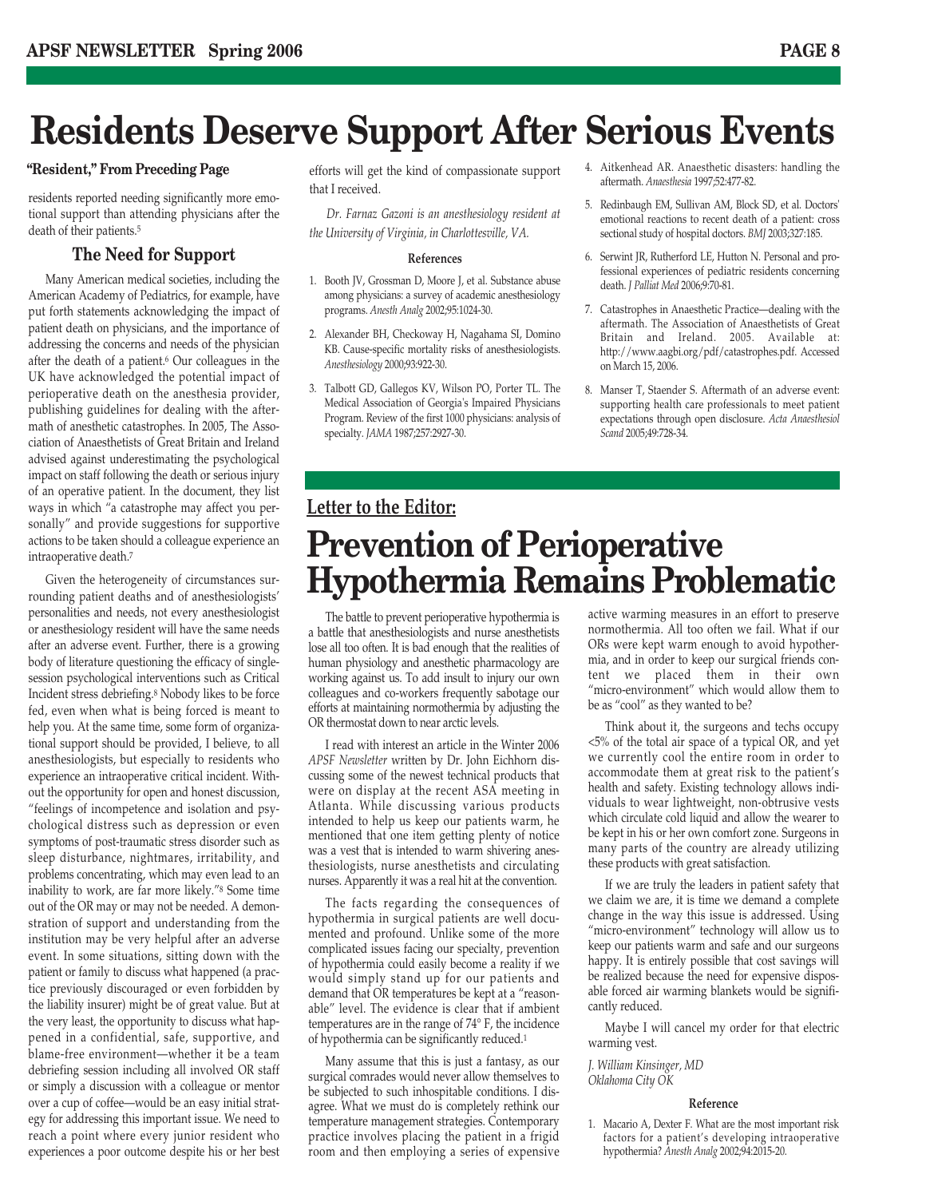# Residents Deserve Support After Serious Events

**"Resident," From Preceding Page**

residents reported needing significantly more emotional support than attending physicians after the death of their patients.[5]

### The Need for Support

Many American medical societies, including the American Academy of Pediatrics, for example, have put forth statements acknowledging the impact of patient death on physicians, and the importance of addressing the concerns and needs of the physician after the death of a patient.[6] Our colleagues in the UK have acknowledged the potential impact of perioperative death on the anesthesia provider, publishing guidelines for dealing with the aftermath of anesthetic catastrophes. In 2005, The Association of Anaesthetists of Great Britain and Ireland advised against underestimating the psychological impact on staff following the death or serious injury of an operative patient. In the document, they list ways in which "a catastrophe may affect you personally" and provide suggestions for supportive actions to be taken should a colleague experience an intraoperative death.[7]

Given the heterogeneity of circumstances surrounding patient deaths and of anesthesiologists' personalities and needs, not every anesthesiologist or anesthesiology resident will have the same needs after an adverse event. Further, there is a growing body of literature questioning the efficacy of single-session psychological interventions such as Critical Incident stress debriefing.[8] Nobody likes to be force fed, even when what is being forced is meant to help you. At the same time, some form of organizational support should be provided, I believe, to all anesthesiologists, but especially to residents who experience an intraoperative critical incident. Without the opportunity for open and honest discussion, "feelings of incompetence and isolation and psychological distress such as depression or even symptoms of post-traumatic stress disorder such as sleep disturbance, nightmares, irritability, and problems concentrating, which may even lead to an inability to work, are far more likely."[8] Some time out of the OR may or may not be needed. A demonstration of support and understanding from the institution may be very helpful after an adverse event. In some situations, sitting down with the patient or family to discuss what happened (a practice previously discouraged or even forbidden by the liability insurer) might be of great value. But at the very least, the opportunity to discuss what happened in a confidential, safe, supportive, and blame-free environment—whether it be a team debriefing session including all involved OR staff or simply a discussion with a colleague or mentor over a cup of coffee—would be an easy initial strategy for addressing this important issue. We need to reach a point where every junior resident who experiences a poor outcome despite his or her best efforts will get the kind of compassionate support that I received.

*Dr. Farnaz Gazoni is an anesthesiology resident at the University of Virginia, in Charlottesville, VA.*

#### References

1. Booth JV, Grossman D, Moore J, et al. Substance abuse among physicians: a survey of academic anesthesiology programs. *Anesth Analg* 2002;95:1024-30.
2. Alexander BH, Checkoway H, Nagahama SI, Domino KB. Cause-specific mortality risks of anesthesiologists. *Anesthesiology* 2000;93:922-30.
3. Talbott GD, Gallegos KV, Wilson PO, Porter TL. The Medical Association of Georgia's Impaired Physicians Program. Review of the first 1000 physicians: analysis of specialty. *JAMA* 1987;257:2927-30.
4. Aitkenhead AR. Anaesthetic disasters: handling the aftermath. *Anaesthesia* 1997;52:477-82.
5. Redinbaugh EM, Sullivan AM, Block SD, et al. Doctors' emotional reactions to recent death of a patient: cross sectional study of hospital doctors. *BMJ* 2003;327:185.
6. Serwint JR, Rutherford LE, Hutton N. Personal and professional experiences of pediatric residents concerning death. *J Palliat Med* 2006;9:70-81.
7. Catastrophes in Anaesthetic Practice—dealing with the aftermath. The Association of Anaesthetists of Great Britain and Ireland. 2005. Available at: http://www.aagbi.org/pdf/catastrophes.pdf. Accessed on March 15, 2006.
8. Manser T, Staender S. Aftermath of an adverse event: supporting health care professionals to meet patient expectations through open disclosure. *Acta Anaesthesiol Scand* 2005;49:728-34.

**Letter to the Editor:**

# Prevention of Perioperative Hypothermia Remains Problematic

The battle to prevent perioperative hypothermia is a battle that anesthesiologists and nurse anesthetists lose all too often. It is bad enough that the realities of human physiology and anesthetic pharmacology are working against us. To add insult to injury our own colleagues and co-workers frequently sabotage our efforts at maintaining normothermia by adjusting the OR thermostat down to near arctic levels.

I read with interest an article in the Winter 2006 *APSF Newsletter* written by Dr. John Eichhorn discussing some of the newest technical products that were on display at the recent ASA meeting in Atlanta. While discussing various products intended to help us keep our patients warm, he mentioned that one item getting plenty of notice was a vest that is intended to warm shivering anesthesiologists, nurse anesthetists and circulating nurses. Apparently it was a real hit at the convention.

The facts regarding the consequences of hypothermia in surgical patients are well documented and profound. Unlike some of the more complicated issues facing our specialty, prevention of hypothermia could easily become a reality if we would simply stand up for our patients and demand that OR temperatures be kept at a "reasonable" level. The evidence is clear that if ambient temperatures are in the range of 74° F, the incidence of hypothermia can be significantly reduced.[1]

Many assume that this is just a fantasy, as our surgical comrades would never allow themselves to be subjected to such inhospitable conditions. I disagree. What we must do is completely rethink our temperature management strategies. Contemporary practice involves placing the patient in a frigid room and then employing a series of expensive active warming measures in an effort to preserve normothermia. All too often we fail. What if our ORs were kept warm enough to avoid hypothermia, and in order to keep our surgical friends content we placed them in their own "micro-environment" which would allow them to be as "cool" as they wanted to be?

Think about it, the surgeons and techs occupy <5% of the total air space of a typical OR, and yet we currently cool the entire room in order to accommodate them at great risk to the patient's health and safety. Existing technology allows individuals to wear lightweight, non-obtrusive vests which circulate cold liquid and allow the wearer to be kept in his or her own comfort zone. Surgeons in many parts of the country are already utilizing these products with great satisfaction.

If we are truly the leaders in patient safety that we claim we are, it is time we demand a complete change in the way this issue is addressed. Using "micro-environment" technology will allow us to keep our patients warm and safe and our surgeons happy. It is entirely possible that cost savings will be realized because the need for expensive disposable forced air warming blankets would be significantly reduced.

Maybe I will cancel my order for that electric warming vest.

*J. William Kinsinger, MD*
*Oklahoma City OK*

#### Reference

1. Macario A, Dexter F. What are the most important risk factors for a patient's developing intraoperative hypothermia? *Anesth Analg* 2002;94:2015-20.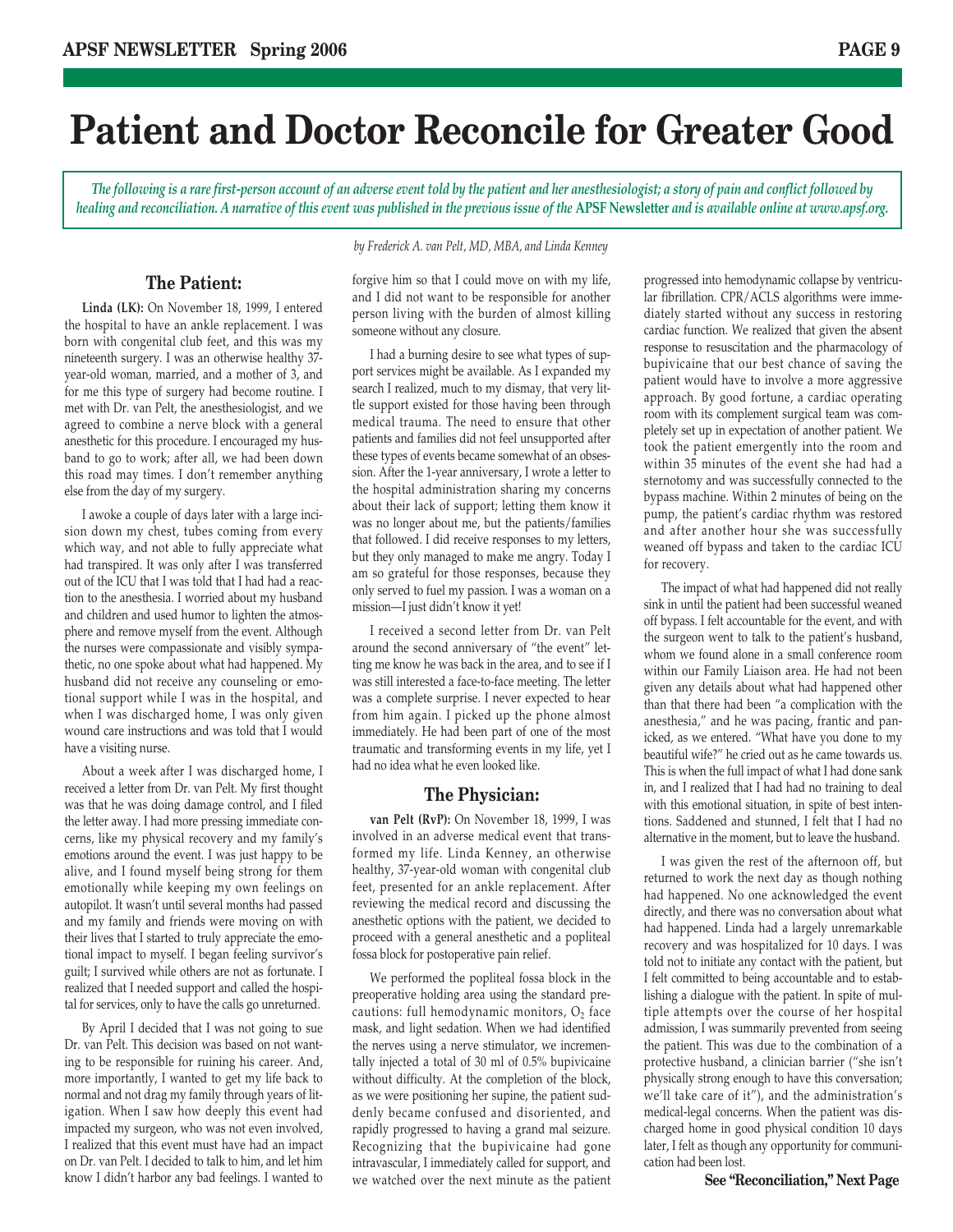# Patient and Doctor Reconcile for Greater Good

*The following is a rare first-person account of an adverse event told by the patient and her anesthesiologist; a story of pain and conflict followed by healing and reconciliation. A narrative of this event was published in the previous issue of the* **APSF Newsletter** *and is available online at www.apsf.org.*

*by Frederick A. van Pelt, MD, MBA, and Linda Kenney*

## The Patient:

**Linda (LK):** On November 18, 1999, I entered the hospital to have an ankle replacement. I was born with congenital club feet, and this was my nineteenth surgery. I was an otherwise healthy 37-year-old woman, married, and a mother of 3, and for me this type of surgery had become routine. I met with Dr. van Pelt, the anesthesiologist, and we agreed to combine a nerve block with a general anesthetic for this procedure. I encouraged my husband to go to work; after all, we had been down this road may times. I don't remember anything else from the day of my surgery.

I awoke a couple of days later with a large incision down my chest, tubes coming from every which way, and not able to fully appreciate what had transpired. It was only after I was transferred out of the ICU that I was told that I had had a reaction to the anesthesia. I worried about my husband and children and used humor to lighten the atmosphere and remove myself from the event. Although the nurses were compassionate and visibly sympathetic, no one spoke about what had happened. My husband did not receive any counseling or emotional support while I was in the hospital, and when I was discharged home, I was only given wound care instructions and was told that I would have a visiting nurse.

About a week after I was discharged home, I received a letter from Dr. van Pelt. My first thought was that he was doing damage control, and I filed the letter away. I had more pressing immediate concerns, like my physical recovery and my family's emotions around the event. I was just happy to be alive, and I found myself being strong for them emotionally while keeping my own feelings on autopilot. It wasn't until several months had passed and my family and friends were moving on with their lives that I started to truly appreciate the emotional impact to myself. I began feeling survivor's guilt; I survived while others are not as fortunate. I realized that I needed support and called the hospital for services, only to have the calls go unreturned.

By April I decided that I was not going to sue Dr. van Pelt. This decision was based on not wanting to be responsible for ruining his career. And, more importantly, I wanted to get my life back to normal and not drag my family through years of litigation. When I saw how deeply this event had impacted my surgeon, who was not even involved, I realized that this event must have had an impact on Dr. van Pelt. I decided to talk to him, and let him know I didn't harbor any bad feelings. I wanted to forgive him so that I could move on with my life, and I did not want to be responsible for another person living with the burden of almost killing someone without any closure.

I had a burning desire to see what types of support services might be available. As I expanded my search I realized, much to my dismay, that very little support existed for those having been through medical trauma. The need to ensure that other patients and families did not feel unsupported after these types of events became somewhat of an obsession. After the 1-year anniversary, I wrote a letter to the hospital administration sharing my concerns about their lack of support; letting them know it was no longer about me, but the patients/families that followed. I did receive responses to my letters, but they only managed to make me angry. Today I am so grateful for those responses, because they only served to fuel my passion. I was a woman on a mission—I just didn't know it yet!

I received a second letter from Dr. van Pelt around the second anniversary of "the event" letting me know he was back in the area, and to see if I was still interested a face-to-face meeting. The letter was a complete surprise. I never expected to hear from him again. I picked up the phone almost immediately. He had been part of one of the most traumatic and transforming events in my life, yet I had no idea what he even looked like.

## The Physician:

**van Pelt (RvP):** On November 18, 1999, I was involved in an adverse medical event that transformed my life. Linda Kenney, an otherwise healthy, 37-year-old woman with congenital club feet, presented for an ankle replacement. After reviewing the medical record and discussing the anesthetic options with the patient, we decided to proceed with a general anesthetic and a popliteal fossa block for postoperative pain relief.

We performed the popliteal fossa block in the preoperative holding area using the standard precautions: full hemodynamic monitors, $O_2$ face mask, and light sedation. When we had identified the nerves using a nerve stimulator, we incrementally injected a total of 30 ml of 0.5% bupivicaine without difficulty. At the completion of the block, as we were positioning her supine, the patient suddenly became confused and disoriented, and rapidly progressed to having a grand mal seizure. Recognizing that the bupivicaine had gone intravascular, I immediately called for support, and we watched over the next minute as the patient progressed into hemodynamic collapse by ventricular fibrillation. CPR/ACLS algorithms were immediately started without any success in restoring cardiac function. We realized that given the absent response to resuscitation and the pharmacology of bupivicaine that our best chance of saving the patient would have to involve a more aggressive approach. By good fortune, a cardiac operating room with its complement surgical team was completely set up in expectation of another patient. We took the patient emergently into the room and within 35 minutes of the event she had had a sternotomy and was successfully connected to the bypass machine. Within 2 minutes of being on the pump, the patient's cardiac rhythm was restored and after another hour she was successfully weaned off bypass and taken to the cardiac ICU for recovery.

The impact of what had happened did not really sink in until the patient had been successful weaned off bypass. I felt accountable for the event, and with the surgeon went to talk to the patient's husband, whom we found alone in a small conference room within our Family Liaison area. He had not been given any details about what had happened other than that there had been "a complication with the anesthesia," and he was pacing, frantic and panicked, as we entered. "What have you done to my beautiful wife?" he cried out as he came towards us. This is when the full impact of what I had done sank in, and I realized that I had had no training to deal with this emotional situation, in spite of best intentions. Saddened and stunned, I felt that I had no alternative in the moment, but to leave the husband.

I was given the rest of the afternoon off, but returned to work the next day as though nothing had happened. No one acknowledged the event directly, and there was no conversation about what had happened. Linda had a largely unremarkable recovery and was hospitalized for 10 days. I was told not to initiate any contact with the patient, but I felt committed to being accountable and to establishing a dialogue with the patient. In spite of multiple attempts over the course of her hospital admission, I was summarily prevented from seeing the patient. This was due to the combination of a protective husband, a clinician barrier ("she isn't physically strong enough to have this conversation; we'll take care of it"), and the administration's medical-legal concerns. When the patient was discharged home in good physical condition 10 days later, I felt as though any opportunity for communication had been lost.

**See "Reconciliation," Next Page**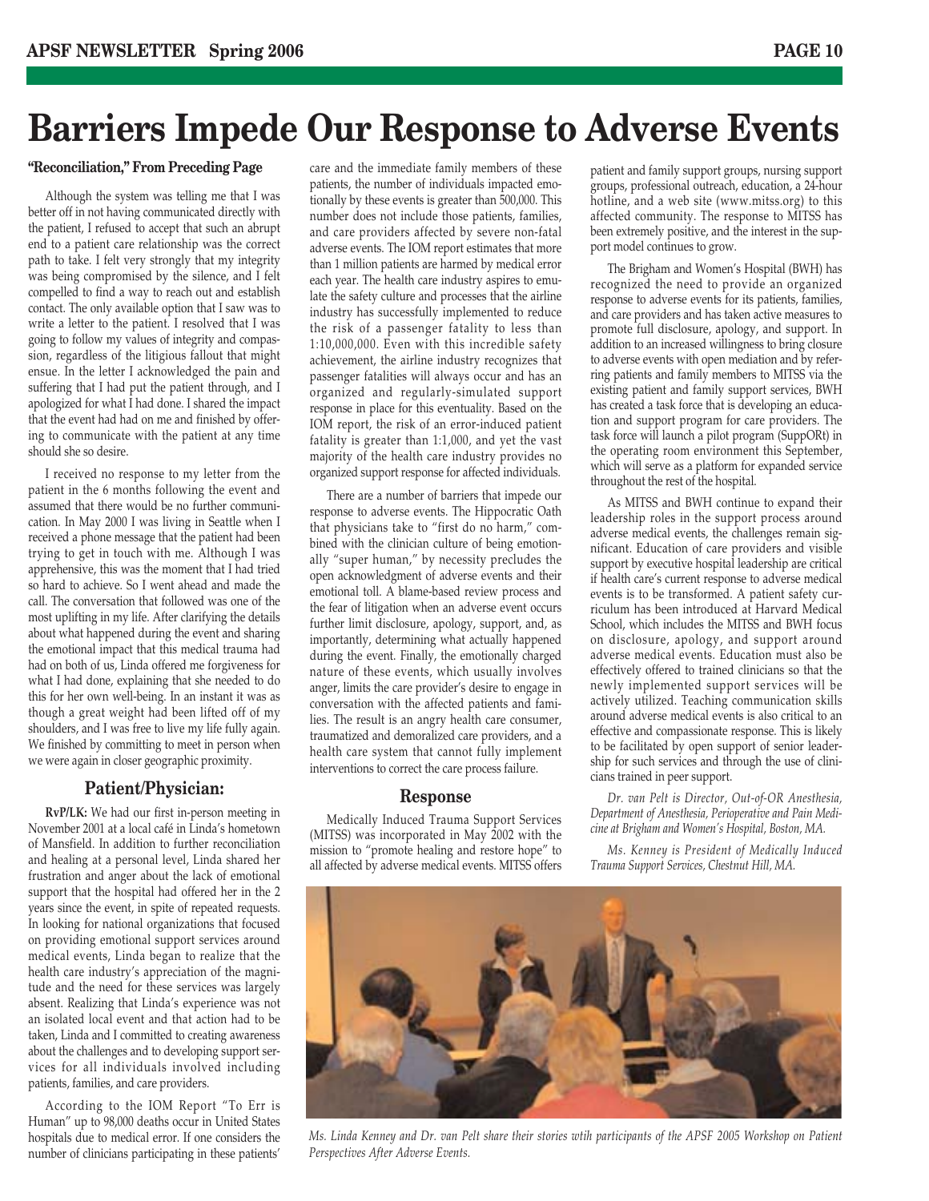# Barriers Impede Our Response to Adverse Events

**"Reconciliation," From Preceding Page**

Although the system was telling me that I was better off in not having communicated directly with the patient, I refused to accept that such an abrupt end to a patient care relationship was the correct path to take. I felt very strongly that my integrity was being compromised by the silence, and I felt compelled to find a way to reach out and establish contact. The only available option that I saw was to write a letter to the patient. I resolved that I was going to follow my values of integrity and compassion, regardless of the litigious fallout that might ensue. In the letter I acknowledged the pain and suffering that I had put the patient through, and I apologized for what I had done. I shared the impact that the event had had on me and finished by offering to communicate with the patient at any time should she so desire.

I received no response to my letter from the patient in the 6 months following the event and assumed that there would be no further communication. In May 2000 I was living in Seattle when I received a phone message that the patient had been trying to get in touch with me. Although I was apprehensive, this was the moment that I had tried so hard to achieve. So I went ahead and made the call. The conversation that followed was one of the most uplifting in my life. After clarifying the details about what happened during the event and sharing the emotional impact that this medical trauma had had on both of us, Linda offered me forgiveness for what I had done, explaining that she needed to do this for her own well-being. In an instant it was as though a great weight had been lifted off of my shoulders, and I was free to live my life fully again. We finished by committing to meet in person when we were again in closer geographic proximity.

## Patient/Physician:

**RvP/LK:** We had our first in-person meeting in November 2001 at a local café in Linda's hometown of Mansfield. In addition to further reconciliation and healing at a personal level, Linda shared her frustration and anger about the lack of emotional support that the hospital had offered her in the 2 years since the event, in spite of repeated requests. In looking for national organizations that focused on providing emotional support services around medical events, Linda began to realize that the health care industry's appreciation of the magnitude and the need for these services was largely absent. Realizing that Linda's experience was not an isolated local event and that action had to be taken, Linda and I committed to creating awareness about the challenges and to developing support services for all individuals involved including patients, families, and care providers.

According to the IOM Report "To Err is Human" up to 98,000 deaths occur in United States hospitals due to medical error. If one considers the number of clinicians participating in these patients' care and the immediate family members of these patients, the number of individuals impacted emotionally by these events is greater than 500,000. This number does not include those patients, families, and care providers affected by severe non-fatal adverse events. The IOM report estimates that more than 1 million patients are harmed by medical error each year. The health care industry aspires to emulate the safety culture and processes that the airline industry has successfully implemented to reduce the risk of a passenger fatality to less than 1:10,000,000. Even with this incredible safety achievement, the airline industry recognizes that passenger fatalities will always occur and has an organized and regularly-simulated support response in place for this eventuality. Based on the IOM report, the risk of an error-induced patient fatality is greater than 1:1,000, and yet the vast majority of the health care industry provides no organized support response for affected individuals.

There are a number of barriers that impede our response to adverse events. The Hippocratic Oath that physicians take to "first do no harm," combined with the clinician culture of being emotionally "super human," by necessity precludes the open acknowledgment of adverse events and their emotional toll. A blame-based review process and the fear of litigation when an adverse event occurs further limit disclosure, apology, support, and, as importantly, determining what actually happened during the event. Finally, the emotionally charged nature of these events, which usually involves anger, limits the care provider's desire to engage in conversation with the affected patients and families. The result is an angry health care consumer, traumatized and demoralized care providers, and a health care system that cannot fully implement interventions to correct the care process failure.

## Response

Medically Induced Trauma Support Services (MITSS) was incorporated in May 2002 with the mission to "promote healing and restore hope" to all affected by adverse medical events. MITSS offers patient and family support groups, nursing support groups, professional outreach, education, a 24-hour hotline, and a web site (www.mitss.org) to this affected community. The response to MITSS has been extremely positive, and the interest in the support model continues to grow.

The Brigham and Women's Hospital (BWH) has recognized the need to provide an organized response to adverse events for its patients, families, and care providers and has taken active measures to promote full disclosure, apology, and support. In addition to an increased willingness to bring closure to adverse events with open mediation and by referring patients and family members to MITSS via the existing patient and family support services, BWH has created a task force that is developing an education and support program for care providers. The task force will launch a pilot program (SuppORt) in the operating room environment this September, which will serve as a platform for expanded service throughout the rest of the hospital.

As MITSS and BWH continue to expand their leadership roles in the support process around adverse medical events, the challenges remain significant. Education of care providers and visible support by executive hospital leadership are critical if health care's current response to adverse medical events is to be transformed. A patient safety curriculum has been introduced at Harvard Medical School, which includes the MITSS and BWH focus on disclosure, apology, and support around adverse medical events. Education must also be effectively offered to trained clinicians so that the newly implemented support services will be actively utilized. Teaching communication skills around adverse medical events is also critical to an effective and compassionate response. This is likely to be facilitated by open support of senior leadership for such services and through the use of clinicians trained in peer support.

*Dr. van Pelt is Director, Out-of-OR Anesthesia, Department of Anesthesia, Perioperative and Pain Medicine at Brigham and Women's Hospital, Boston, MA.*

*Ms. Kenney is President of Medically Induced Trauma Support Services, Chestnut Hill, MA.*

*Ms. Linda Kenney and Dr. van Pelt share their stories wtih participants of the APSF 2005 Workshop on Patient Perspectives After Adverse Events.*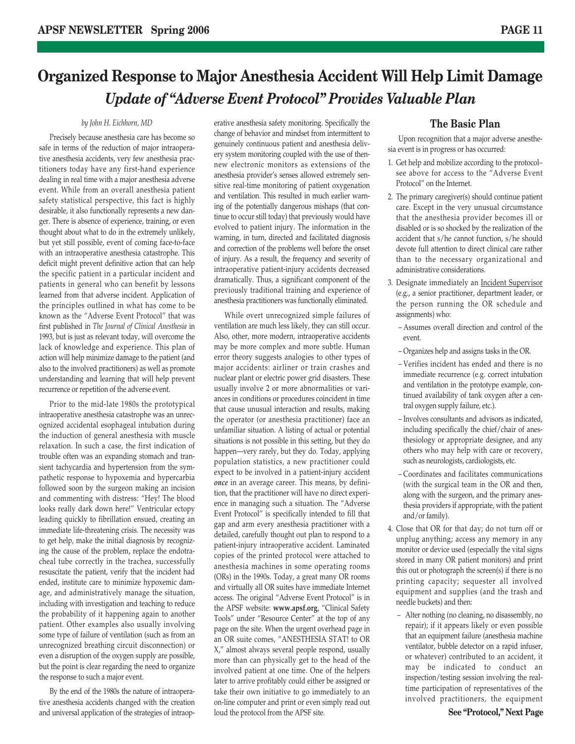# Organized Response to Major Anesthesia Accident Will Help Limit Damage

## *Update of "Adverse Event Protocol" Provides Valuable Plan*

*by John H. Eichhorn, MD*

Precisely because anesthesia care has become so safe in terms of the reduction of major intraoperative anesthesia accidents, very few anesthesia practitioners today have any first-hand experience dealing in real time with a major anesthesia adverse event. While from an overall anesthesia patient safety statistical perspective, this fact is highly desirable, it also functionally represents a new danger. There is absence of experience, training, or even thought about what to do in the extremely unlikely, but yet still possible, event of coming face-to-face with an intraoperative anesthesia catastrophe. This deficit might prevent definitive action that can help the specific patient in a particular incident and patients in general who can benefit by lessons learned from that adverse incident. Application of the principles outlined in what has come to be known as the "Adverse Event Protocol" that was first published in *The Journal of Clinical Anesthesia* in 1993, but is just as relevant today, will overcome the lack of knowledge and experience. This plan of action will help minimize damage to the patient (and also to the involved practitioners) as well as promote understanding and learning that will help prevent recurrence or repetition of the adverse event.

Prior to the mid-late 1980s the prototypical intraoperative anesthesia catastrophe was an unrecognized accidental esophageal intubation during the induction of general anesthesia with muscle relaxation. In such a case, the first indication of trouble often was an expanding stomach and transient tachycardia and hypertension from the sympathetic response to hypoxemia and hypercarbia followed soon by the surgeon making an incision and commenting with distress: "Hey! The blood looks really dark down here!" Ventricular ectopy leading quickly to fibrillation ensued, creating an immediate life-threatening crisis. The necessity was to get help, make the initial diagnosis by recognizing the cause of the problem, replace the endotracheal tube correctly in the trachea, successfully resuscitate the patient, verify that the incident had ended, institute care to minimize hypoxemic damage, and administratively manage the situation, including with investigation and teaching to reduce the probability of it happening again to another patient. Other examples also usually involving some type of failure of ventilation (such as from an unrecognized breathing circuit disconnection) or even a disruption of the oxygen supply are possible, but the point is clear regarding the need to organize the response to such a major event.

By the end of the 1980s the nature of intraoperative anesthesia accidents changed with the creation and universal application of the strategies of intraoperative anesthesia safety monitoring. Specifically the change of behavior and mindset from intermittent to genuinely continuous patient and anesthesia delivery system monitoring coupled with the use of then-new electronic monitors as extensions of the anesthesia provider's senses allowed extremely sensitive real-time monitoring of patient oxygenation and ventilation. This resulted in much earlier warning of the potentially dangerous mishaps (that continue to occur still today) that previously would have evolved to patient injury. The information in the warning, in turn, directed and facilitated diagnosis and correction of the problems well before the onset of injury. As a result, the frequency and severity of intraoperative patient-injury accidents decreased dramatically. Thus, a significant component of the previously traditional training and experience of anesthesia practitioners was functionally eliminated.

While overt unrecognized simple failures of ventilation are much less likely, they can still occur. Also, other, more modern, intraoperative accidents may be more complex and more subtle. Human error theory suggests analogies to other types of major accidents: airliner or train crashes and nuclear plant or electric power grid disasters. These usually involve 2 or more abnormalities or variances in conditions or procedures coincident in time that cause unusual interaction and results, making the operator (or anesthesia practitioner) face an unfamiliar situation. A listing of actual or potential situations is not possible in this setting, but they do happen—very rarely, but they do. Today, applying population statistics, a new practitioner could expect to be involved in a patient-injury accident ***once*** in an average career. This means, by definition, that the practitioner will have no direct experience in managing such a situation. The "Adverse Event Protocol" is specifically intended to fill that gap and arm every anesthesia practitioner with a detailed, carefully thought out plan to respond to a patient-injury intraoperative accident. Laminated copies of the printed protocol were attached to anesthesia machines in some operating rooms (ORs) in the 1990s. Today, a great many OR rooms and virtually all OR suites have immediate Internet access. The original "Adverse Event Protocol" is in the APSF website: **www.apsf.org**, "Clinical Safety Tools" under "Resource Center" at the top of any page on the site. When the urgent overhead page in an OR suite comes, "ANESTHESIA STAT! to OR X," almost always several people respond, usually more than can physically get to the head of the involved patient at one time. One of the helpers later to arrive profitably could either be assigned or take their own initiative to go immediately to an on-line computer and print or even simply read out loud the protocol from the APSF site.

### The Basic Plan

Upon recognition that a major adverse anesthesia event is in progress or has occurred:

1. Get help and mobilize according to the protocol–see above for access to the "Adverse Event Protocol" on the Internet.
2. The primary caregiver(s) should continue patient care. Except in the very unusual circumstance that the anesthesia provider becomes ill or disabled or is so shocked by the realization of the accident that s/he cannot function, s/he should devote full attention to direct clinical care rather than to the necessary organizational and administrative considerations.
3. Designate immediately an <u>Incident Supervisor</u> (e.g., a senior practitioner, department leader, or the person running the OR schedule and assignments) who:
   - Assumes overall direction and control of the event.
   - Organizes help and assigns tasks in the OR.
   - Verifies incident has ended and there is no immediate recurrence (e.g. correct intubation and ventilation in the prototype example, continued availability of tank oxygen after a central oxygen supply failure, etc.).
   - Involves consultants and advisors as indicated, including specifically the chief/chair of anesthesiology or appropriate designee, and any others who may help with care or recovery, such as neurologists, cardiologists, etc.
   - Coordinates and facilitates communications (with the surgical team in the OR and then, along with the surgeon, and the primary anesthesia providers if appropriate, with the patient and/or family).
4. Close that OR for that day; do not turn off or unplug anything; access any memory in any monitor or device used (especially the vital signs stored in many OR patient monitors) and print this out or photograph the screen(s) if there is no printing capacity; sequester all involved equipment and supplies (and the trash and needle buckets) and then:
   - Alter nothing (no cleaning, no disassembly, no repair); if it appears likely or even possible that an equipment failure (anesthesia machine ventilator, bubble detector on a rapid infuser, or whatever) contributed to an accident, it may be indicated to conduct an inspection/testing session involving the real-time participation of representatives of the involved practitioners, the equipment

**See "Protocol," Next Page**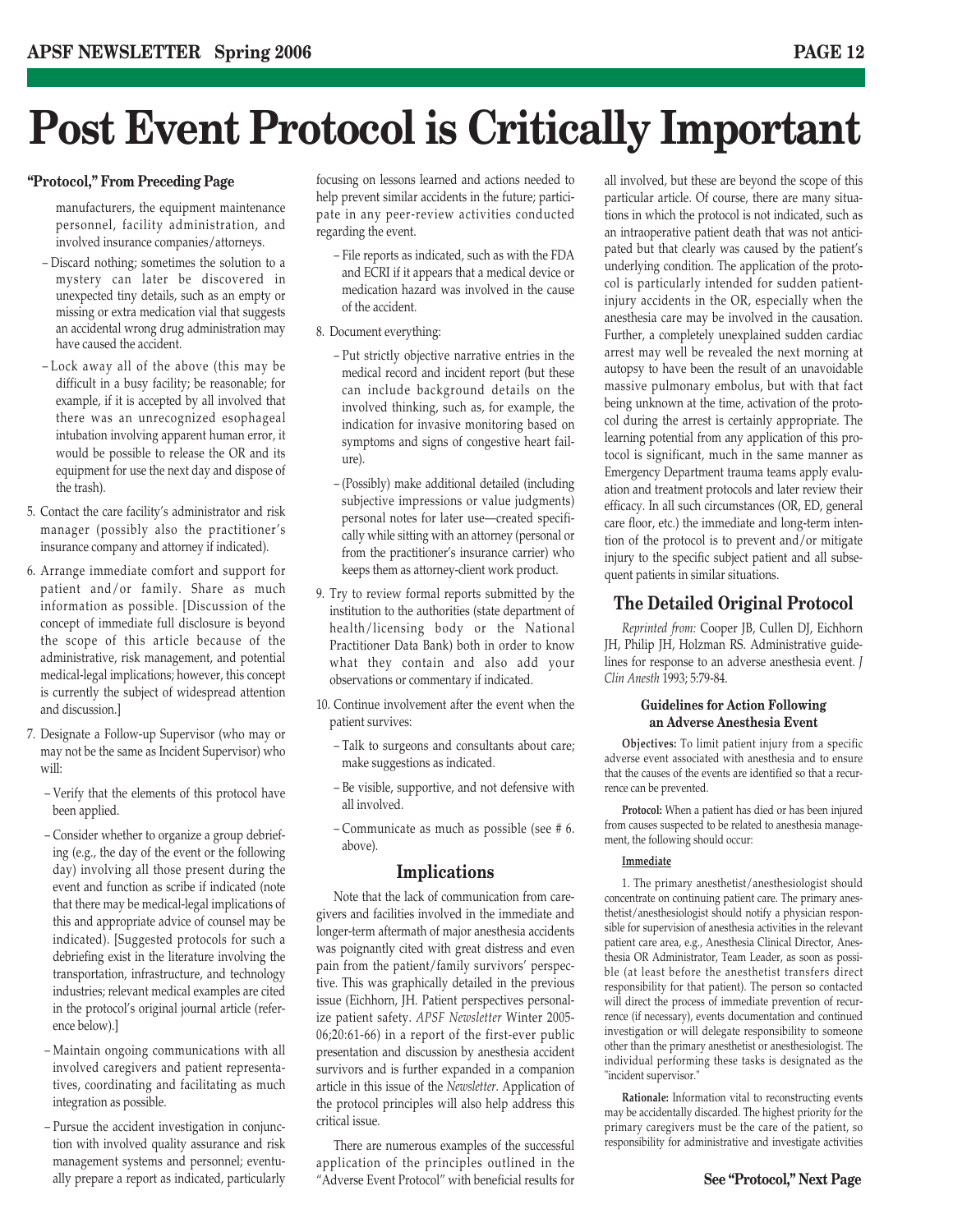# Post Event Protocol is Critically Important

**"Protocol," From Preceding Page**

manufacturers, the equipment maintenance personnel, facility administration, and involved insurance companies/attorneys.

- Discard nothing; sometimes the solution to a mystery can later be discovered in unexpected tiny details, such as an empty or missing or extra medication vial that suggests an accidental wrong drug administration may have caused the accident.
- Lock away all of the above (this may be difficult in a busy facility; be reasonable; for example, if it is accepted by all involved that there was an unrecognized esophageal intubation involving apparent human error, it would be possible to release the OR and its equipment for use the next day and dispose of the trash).

5. Contact the care facility's administrator and risk manager (possibly also the practitioner's insurance company and attorney if indicated).
6. Arrange immediate comfort and support for patient and/or family. Share as much information as possible. [Discussion of the concept of immediate full disclosure is beyond the scope of this article because of the administrative, risk management, and potential medical-legal implications; however, this concept is currently the subject of widespread attention and discussion.]
7. Designate a Follow-up Supervisor (who may or may not be the same as Incident Supervisor) who will:
   - Verify that the elements of this protocol have been applied.
   - Consider whether to organize a group debriefing (e.g., the day of the event or the following day) involving all those present during the event and function as scribe if indicated (note that there may be medical-legal implications of this and appropriate advice of counsel may be indicated). [Suggested protocols for such a debriefing exist in the literature involving the transportation, infrastructure, and technology industries; relevant medical examples are cited in the protocol's original journal article (reference below).]
   - Maintain ongoing communications with all involved caregivers and patient representatives, coordinating and facilitating as much integration as possible.
   - Pursue the accident investigation in conjunction with involved quality assurance and risk management systems and personnel; eventually prepare a report as indicated, particularly focusing on lessons learned and actions needed to help prevent similar accidents in the future; participate in any peer-review activities conducted regarding the event.
   - File reports as indicated, such as with the FDA and ECRI if it appears that a medical device or medication hazard was involved in the cause of the accident.
8. Document everything:
   - Put strictly objective narrative entries in the medical record and incident report (but these can include background details on the involved thinking, such as, for example, the indication for invasive monitoring based on symptoms and signs of congestive heart failure).
   - (Possibly) make additional detailed (including subjective impressions or value judgments) personal notes for later use—created specifically while sitting with an attorney (personal or from the practitioner's insurance carrier) who keeps them as attorney-client work product.
9. Try to review formal reports submitted by the institution to the authorities (state department of health/licensing body or the National Practitioner Data Bank) both in order to know what they contain and also add your observations or commentary if indicated.
10. Continue involvement after the event when the patient survives:
    - Talk to surgeons and consultants about care; make suggestions as indicated.
    - Be visible, supportive, and not defensive with all involved.
    - Communicate as much as possible (see # 6. above).

## Implications

Note that the lack of communication from caregivers and facilities involved in the immediate and longer-term aftermath of major anesthesia accidents was poignantly cited with great distress and even pain from the patient/family survivors' perspective. This was graphically detailed in the previous issue (Eichhorn, JH. Patient perspectives personalize patient safety. *APSF Newsletter* Winter 2005-06;20:61-66) in a report of the first-ever public presentation and discussion by anesthesia accident survivors and is further expanded in a companion article in this issue of the *Newsletter*. Application of the protocol principles will also help address this critical issue.

There are numerous examples of the successful application of the principles outlined in the "Adverse Event Protocol" with beneficial results for all involved, but these are beyond the scope of this particular article. Of course, there are many situations in which the protocol is not indicated, such as an intraoperative patient death that was not anticipated but that clearly was caused by the patient's underlying condition. The application of the protocol is particularly intended for sudden patient-injury accidents in the OR, especially when the anesthesia care may be involved in the causation. Further, a completely unexplained sudden cardiac arrest may well be revealed the next morning at autopsy to have been the result of an unavoidable massive pulmonary embolus, but with that fact being unknown at the time, activation of the protocol during the arrest is certainly appropriate. The learning potential from any application of this protocol is significant, much in the same manner as Emergency Department trauma teams apply evaluation and treatment protocols and later review their efficacy. In all such circumstances (OR, ED, general care floor, etc.) the immediate and long-term intention of the protocol is to prevent and/or mitigate injury to the specific subject patient and all subsequent patients in similar situations.

## The Detailed Original Protocol

*Reprinted from:* Cooper JB, Cullen DJ, Eichhorn JH, Philip JH, Holzman RS. Administrative guidelines for response to an adverse anesthesia event. *J Clin Anesth* 1993; 5:79-84.

### Guidelines for Action Following an Adverse Anesthesia Event

**Objectives:** To limit patient injury from a specific adverse event associated with anesthesia and to ensure that the causes of the events are identified so that a recurrence can be prevented.

**Protocol:** When a patient has died or has been injured from causes suspected to be related to anesthesia management, the following should occur:

**Immediate**

1. The primary anesthetist/anesthesiologist should concentrate on continuing patient care. The primary anesthetist/anesthesiologist should notify a physician responsible for supervision of anesthesia activities in the relevant patient care area, e.g., Anesthesia Clinical Director, Anesthesia OR Administrator, Team Leader, as soon as possible (at least before the anesthetist transfers direct responsibility for that patient). The person so contacted will direct the process of immediate prevention of recurrence (if necessary), events documentation and continued investigation or will delegate responsibility to someone other than the primary anesthetist or anesthesiologist. The individual performing these tasks is designated as the "incident supervisor."

**Rationale:** Information vital to reconstructing events may be accidentally discarded. The highest priority for the primary caregivers must be the care of the patient, so responsibility for administrative and investigate activities

**See "Protocol," Next Page**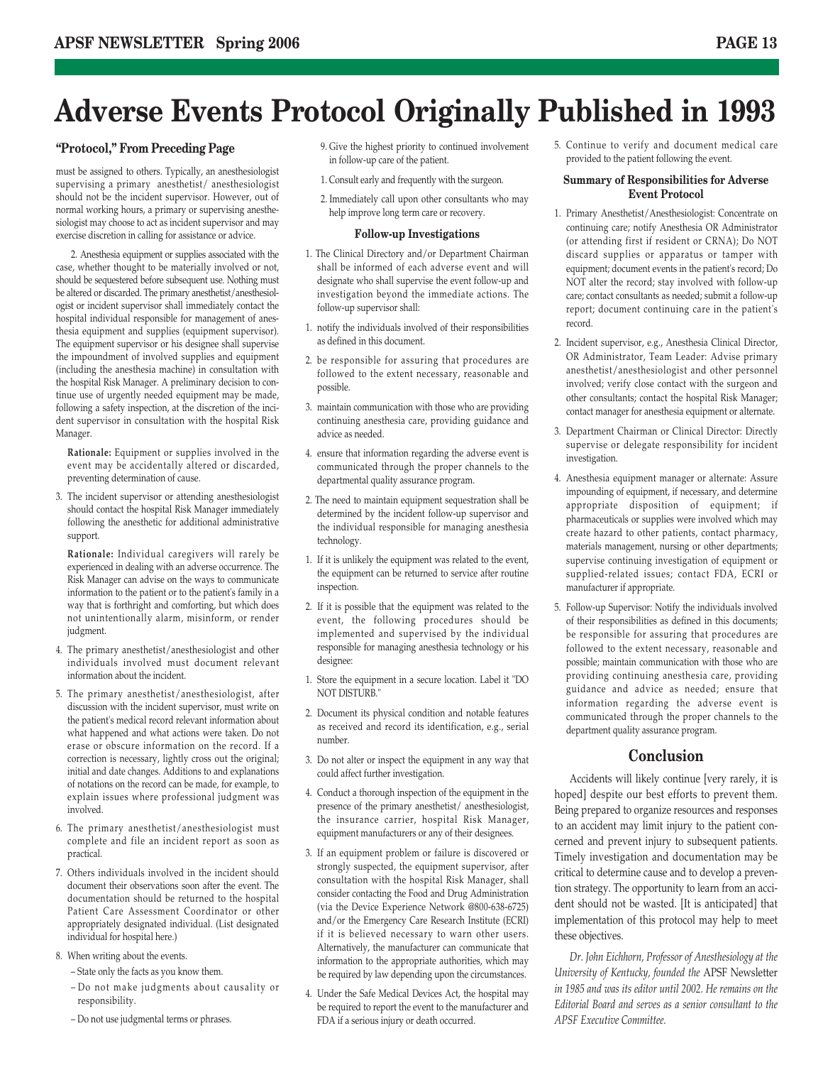# Adverse Events Protocol Originally Published in 1993

### "Protocol," From Preceding Page

must be assigned to others. Typically, an anesthesiologist supervising a primary anesthetist/ anesthesiologist should not be the incident supervisor. However, out of normal working hours, a primary or supervising anesthesiologist may choose to act as incident supervisor and may exercise discretion in calling for assistance or advice.

2. Anesthesia equipment or supplies associated with the case, whether thought to be materially involved or not, should be sequestered before subsequent use. Nothing must be altered or discarded. The primary anesthetist/anesthesiologist or incident supervisor shall immediately contact the hospital individual responsible for management of anesthesia equipment and supplies (equipment supervisor). The equipment supervisor or his designee shall supervise the impoundment of involved supplies and equipment (including the anesthesia machine) in consultation with the hospital Risk Manager. A preliminary decision to continue use of urgently needed equipment may be made, following a safety inspection, at the discretion of the incident supervisor in consultation with the hospital Risk Manager.

**Rationale:** Equipment or supplies involved in the event may be accidentally altered or discarded, preventing determination of cause.

3. The incident supervisor or attending anesthesiologist should contact the hospital Risk Manager immediately following the anesthetic for additional administrative support.

**Rationale:** Individual caregivers will rarely be experienced in dealing with an adverse occurrence. The Risk Manager can advise on the ways to communicate information to the patient or to the patient's family in a way that is forthright and comforting, but which does not unintentionally alarm, misinform, or render judgment.

4. The primary anesthetist/anesthesiologist and other individuals involved must document relevant information about the incident.

5. The primary anesthetist/anesthesiologist, after discussion with the incident supervisor, must write on the patient's medical record relevant information about what happened and what actions were taken. Do not erase or obscure information on the record. If a correction is necessary, lightly cross out the original; initial and date changes. Additions to and explanations of notations on the record can be made, for example, to explain issues where professional judgment was involved.

6. The primary anesthetist/anesthesiologist must complete and file an incident report as soon as practical.

7. Others individuals involved in the incident should document their observations soon after the event. The documentation should be returned to the hospital Patient Care Assessment Coordinator or other appropriately designated individual. (List designated individual for hospital here.)

8. When writing about the events.
   - State only the facts as you know them.
   - Do not make judgments about causality or responsibility.
   - Do not use judgmental terms or phrases.

9. Give the highest priority to continued involvement in follow-up care of the patient.

1. Consult early and frequently with the surgeon.

2. Immediately call upon other consultants who may help improve long term care or recovery.

#### Follow-up Investigations

1. The Clinical Directory and/or Department Chairman shall be informed of each adverse event and will designate who shall supervise the event follow-up and investigation beyond the immediate actions. The follow-up supervisor shall:

1. notify the individuals involved of their responsibilities as defined in this document.

2. be responsible for assuring that procedures are followed to the extent necessary, reasonable and possible.

3. maintain communication with those who are providing continuing anesthesia care, providing guidance and advice as needed.

4. ensure that information regarding the adverse event is communicated through the proper channels to the departmental quality assurance program.

2. The need to maintain equipment sequestration shall be determined by the incident follow-up supervisor and the individual responsible for managing anesthesia technology.

1. If it is unlikely the equipment was related to the event, the equipment can be returned to service after routine inspection.

2. If it is possible that the equipment was related to the event, the following procedures should be implemented and supervised by the individual responsible for managing anesthesia technology or his designee:

1. Store the equipment in a secure location. Label it "DO NOT DISTURB."

2. Document its physical condition and notable features as received and record its identification, e.g., serial number.

3. Do not alter or inspect the equipment in any way that could affect further investigation.

4. Conduct a thorough inspection of the equipment in the presence of the primary anesthetist/ anesthesiologist, the insurance carrier, hospital Risk Manager, equipment manufacturers or any of their designees.

3. If an equipment problem or failure is discovered or strongly suspected, the equipment supervisor, after consultation with the hospital Risk Manager, shall consider contacting the Food and Drug Administration (via the Device Experience Network @800-638-6725) and/or the Emergency Care Research Institute (ECRI) if it is believed necessary to warn other users. Alternatively, the manufacturer can communicate that information to the appropriate authorities, which may be required by law depending upon the circumstances.

4. Under the Safe Medical Devices Act, the hospital may be required to report the event to the manufacturer and FDA if a serious injury or death occurred.

5. Continue to verify and document medical care provided to the patient following the event.

#### Summary of Responsibilities for Adverse Event Protocol

1. Primary Anesthetist/Anesthesiologist: Concentrate on continuing care; notify Anesthesia OR Administrator (or attending first if resident or CRNA); Do NOT discard supplies or apparatus or tamper with equipment; document events in the patient's record; Do NOT alter the record; stay involved with follow-up care; contact consultants as needed; submit a follow-up report; document continuing care in the patient's record.

2. Incident supervisor, e.g., Anesthesia Clinical Director, OR Administrator, Team Leader: Advise primary anesthetist/anesthesiologist and other personnel involved; verify close contact with the surgeon and other consultants; contact the hospital Risk Manager; contact manager for anesthesia equipment or alternate.

3. Department Chairman or Clinical Director: Directly supervise or delegate responsibility for incident investigation.

4. Anesthesia equipment manager or alternate: Assure impounding of equipment, if necessary, and determine appropriate disposition of equipment; if pharmaceuticals or supplies were involved which may create hazard to other patients, contact pharmacy, materials management, nursing or other departments; supervise continuing investigation of equipment or supplied-related issues; contact FDA, ECRI or manufacturer if appropriate.

5. Follow-up Supervisor: Notify the individuals involved of their responsibilities as defined in this documents; be responsible for assuring that procedures are followed to the extent necessary, reasonable and possible; maintain communication with those who are providing continuing anesthesia care, providing guidance and advice as needed; ensure that information regarding the adverse event is communicated through the proper channels to the department quality assurance program.

## Conclusion

Accidents will likely continue [very rarely, it is hoped] despite our best efforts to prevent them. Being prepared to organize resources and responses to an accident may limit injury to the patient concerned and prevent injury to subsequent patients. Timely investigation and documentation may be critical to determine cause and to develop a prevention strategy. The opportunity to learn from an accident should not be wasted. [It is anticipated] that implementation of this protocol may help to meet these objectives.

*Dr. John Eichhorn, Professor of Anesthesiology at the University of Kentucky, founded the* APSF Newsletter *in 1985 and was its editor until 2002. He remains on the Editorial Board and serves as a senior consultant to the APSF Executive Committee.*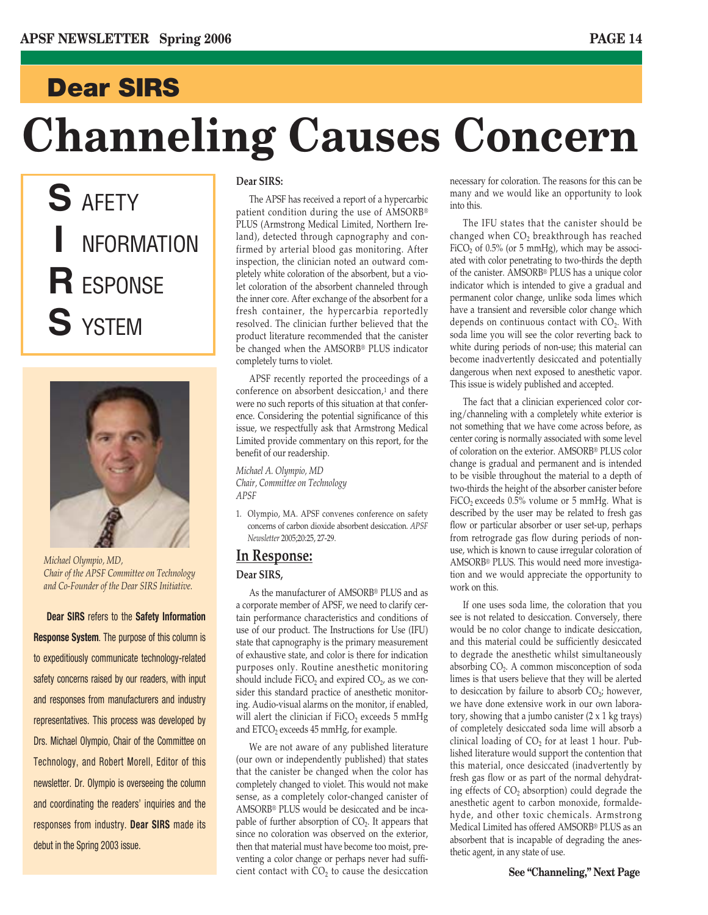# Dear SIRS

# Channeling Causes Concern

**S** AFETY
**I** NFORMATION
**R** ESPONSE
**S** YSTEM

*Michael Olympio, MD, Chair of the APSF Committee on Technology and Co-Founder of the Dear SIRS Initiative.*

**Dear SIRS** refers to the **Safety Information Response System**. The purpose of this column is to expeditiously communicate technology-related safety concerns raised by our readers, with input and responses from manufacturers and industry representatives. This process was developed by Drs. Michael Olympio, Chair of the Committee on Technology, and Robert Morell, Editor of this newsletter. Dr. Olympio is overseeing the column and coordinating the readers' inquiries and the responses from industry. **Dear SIRS** made its debut in the Spring 2003 issue.

**Dear SIRS:**

The APSF has received a report of a hypercarbic patient condition during the use of AMSORB® PLUS (Armstrong Medical Limited, Northern Ireland), detected through capnography and confirmed by arterial blood gas monitoring. After inspection, the clinician noted an outward completely white coloration of the absorbent, but a violet coloration of the absorbent channeled through the inner core. After exchange of the absorbent for a fresh container, the hypercarbia reportedly resolved. The clinician further believed that the product literature recommended that the canister be changed when the AMSORB® PLUS indicator completely turns to violet.

APSF recently reported the proceedings of a conference on absorbent desiccation,[1] and there were no such reports of this situation at that conference. Considering the potential significance of this issue, we respectfully ask that Armstrong Medical Limited provide commentary on this report, for the benefit of our readership.

*Michael A. Olympio, MD*
*Chair, Committee on Technology*
*APSF*

1. Olympio, MA. APSF convenes conference on safety concerns of carbon dioxide absorbent desiccation. *APSF Newsletter* 2005;20:25, 27-29.

## In Response:

**Dear SIRS,**

As the manufacturer of AMSORB® PLUS and as a corporate member of APSF, we need to clarify certain performance characteristics and conditions of use of our product. The Instructions for Use (IFU) state that capnography is the primary measurement of exhaustive state, and color is there for indication purposes only. Routine anesthetic monitoring should include $FiCO_2$ and expired $CO_2$, as we consider this standard practice of anesthetic monitoring. Audio-visual alarms on the monitor, if enabled, will alert the clinician if $FiCO_2$ exceeds 5 mmHg and $ETCO_2$ exceeds 45 mmHg, for example.

We are not aware of any published literature (our own or independently published) that states that the canister be changed when the color has completely changed to violet. This would not make sense, as a completely color-changed canister of AMSORB® PLUS would be desiccated and be incapable of further absorption of $CO_2$. It appears that since no coloration was observed on the exterior, then that material must have become too moist, preventing a color change or perhaps never had sufficient contact with $CO_2$ to cause the desiccation necessary for coloration. The reasons for this can be many and we would like an opportunity to look into this.

The IFU states that the canister should be changed when $CO_2$ breakthrough has reached $FiCO_2$ of 0.5% (or 5 mmHg), which may be associated with color penetrating to two-thirds the depth of the canister. AMSORB® PLUS has a unique color indicator which is intended to give a gradual and permanent color change, unlike soda limes which have a transient and reversible color change which depends on continuous contact with $CO_2$. With soda lime you will see the color reverting back to white during periods of non-use; this material can become inadvertently desiccated and potentially dangerous when next exposed to anesthetic vapor. This issue is widely published and accepted.

The fact that a clinician experienced color coring/channeling with a completely white exterior is not something that we have come across before, as center coring is normally associated with some level of coloration on the exterior. AMSORB® PLUS color change is gradual and permanent and is intended to be visible throughout the material to a depth of two-thirds the height of the absorber canister before $FiCO_2$ exceeds 0.5% volume or 5 mmHg. What is described by the user may be related to fresh gas flow or particular absorber or user set-up, perhaps from retrograde gas flow during periods of non-use, which is known to cause irregular coloration of AMSORB® PLUS. This would need more investigation and we would appreciate the opportunity to work on this.

If one uses soda lime, the coloration that you see is not related to desiccation. Conversely, there would be no color change to indicate desiccation, and this material could be sufficiently desiccated to degrade the anesthetic whilst simultaneously absorbing $CO_2$. A common misconception of soda limes is that users believe that they will be alerted to desiccation by failure to absorb $CO_2$; however, we have done extensive work in our own laboratory, showing that a jumbo canister (2 x 1 kg trays) of completely desiccated soda lime will absorb a clinical loading of $CO_2$ for at least 1 hour. Published literature would support the contention that this material, once desiccated (inadvertently by fresh gas flow or as part of the normal dehydrating effects of $CO_2$ absorption) could degrade the anesthetic agent to carbon monoxide, formaldehyde, and other toxic chemicals. Armstrong Medical Limited has offered AMSORB® PLUS as an absorbent that is incapable of degrading the anesthetic agent, in any state of use.

**See "Channeling," Next Page**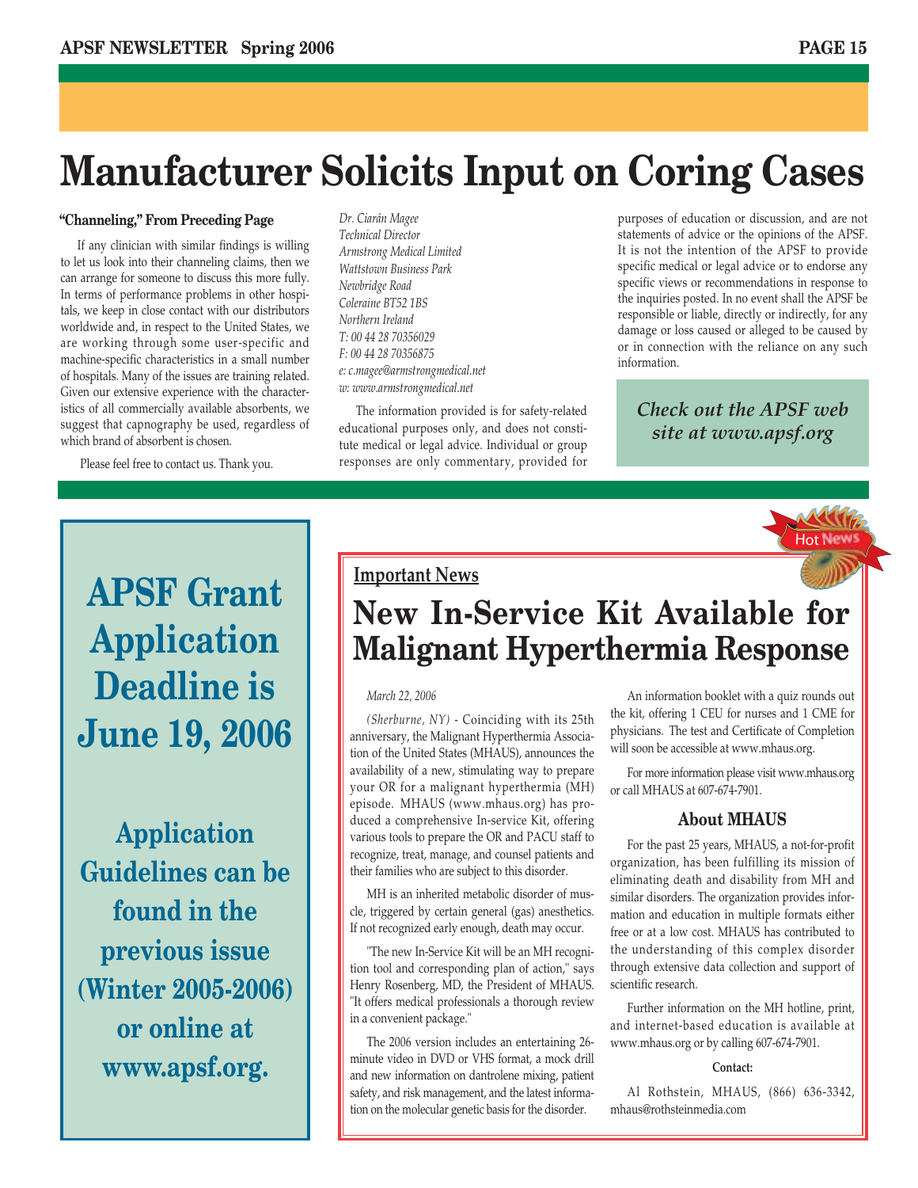# Manufacturer Solicits Input on Coring Cases

**"Channeling," From Preceding Page**

If any clinician with similar findings is willing to let us look into their channeling claims, then we can arrange for someone to discuss this more fully. In terms of performance problems in other hospitals, we keep in close contact with our distributors worldwide and, in respect to the United States, we are working through some user-specific and machine-specific characteristics in a small number of hospitals. Many of the issues are training related. Given our extensive experience with the characteristics of all commercially available absorbents, we suggest that capnography be used, regardless of which brand of absorbent is chosen.

Please feel free to contact us. Thank you.

*Dr. Ciarán Magee*
*Technical Director*
*Armstrong Medical Limited*
*Wattstown Business Park*
*Newbridge Road*
*Coleraine BT52 1BS*
*Northern Ireland*
*T: 00 44 28 70356029*
*F: 00 44 28 70356875*
*e: c.magee@armstrongmedical.net*
*w: www.armstrongmedical.net*

The information provided is for safety-related educational purposes only, and does not constitute medical or legal advice. Individual or group responses are only commentary, provided for purposes of education or discussion, and are not statements of advice or the opinions of the APSF. It is not the intention of the APSF to provide specific medical or legal advice or to endorse any specific views or recommendations in response to the inquiries posted. In no event shall the APSF be responsible or liable, directly or indirectly, for any damage or loss caused or alleged to be caused by or in connection with the reliance on any such information.

***Check out the APSF web site at www.apsf.org***

---

## APSF Grant Application Deadline is June 19, 2006

**Application Guidelines can be found in the previous issue (Winter 2005-2006) or online at www.apsf.org.**

---

Hot News

**Important News**

## New In-Service Kit Available for Malignant Hyperthermia Response

*March 22, 2006*

*(Sherburne, NY)* - Coinciding with its 25th anniversary, the Malignant Hyperthermia Association of the United States (MHAUS), announces the availability of a new, stimulating way to prepare your OR for a malignant hyperthermia (MH) episode. MHAUS (www.mhaus.org) has produced a comprehensive In-service Kit, offering various tools to prepare the OR and PACU staff to recognize, treat, manage, and counsel patients and their families who are subject to this disorder.

MH is an inherited metabolic disorder of muscle, triggered by certain general (gas) anesthetics. If not recognized early enough, death may occur.

"The new In-Service Kit will be an MH recognition tool and corresponding plan of action," says Henry Rosenberg, MD, the President of MHAUS. "It offers medical professionals a thorough review in a convenient package."

The 2006 version includes an entertaining 26-minute video in DVD or VHS format, a mock drill and new information on dantrolene mixing, patient safety, and risk management, and the latest information on the molecular genetic basis for the disorder.

An information booklet with a quiz rounds out the kit, offering 1 CEU for nurses and 1 CME for physicians. The test and Certificate of Completion will soon be accessible at www.mhaus.org.

For more information please visit www.mhaus.org or call MHAUS at 607-674-7901.

### About MHAUS

For the past 25 years, MHAUS, a not-for-profit organization, has been fulfilling its mission of eliminating death and disability from MH and similar disorders. The organization provides information and education in multiple formats either free or at a low cost. MHAUS has contributed to the understanding of this complex disorder through extensive data collection and support of scientific research.

Further information on the MH hotline, print, and internet-based education is available at www.mhaus.org or by calling 607-674-7901.

**Contact:**

Al Rothstein, MHAUS, (866) 636-3342, mhaus@rothsteinmedia.com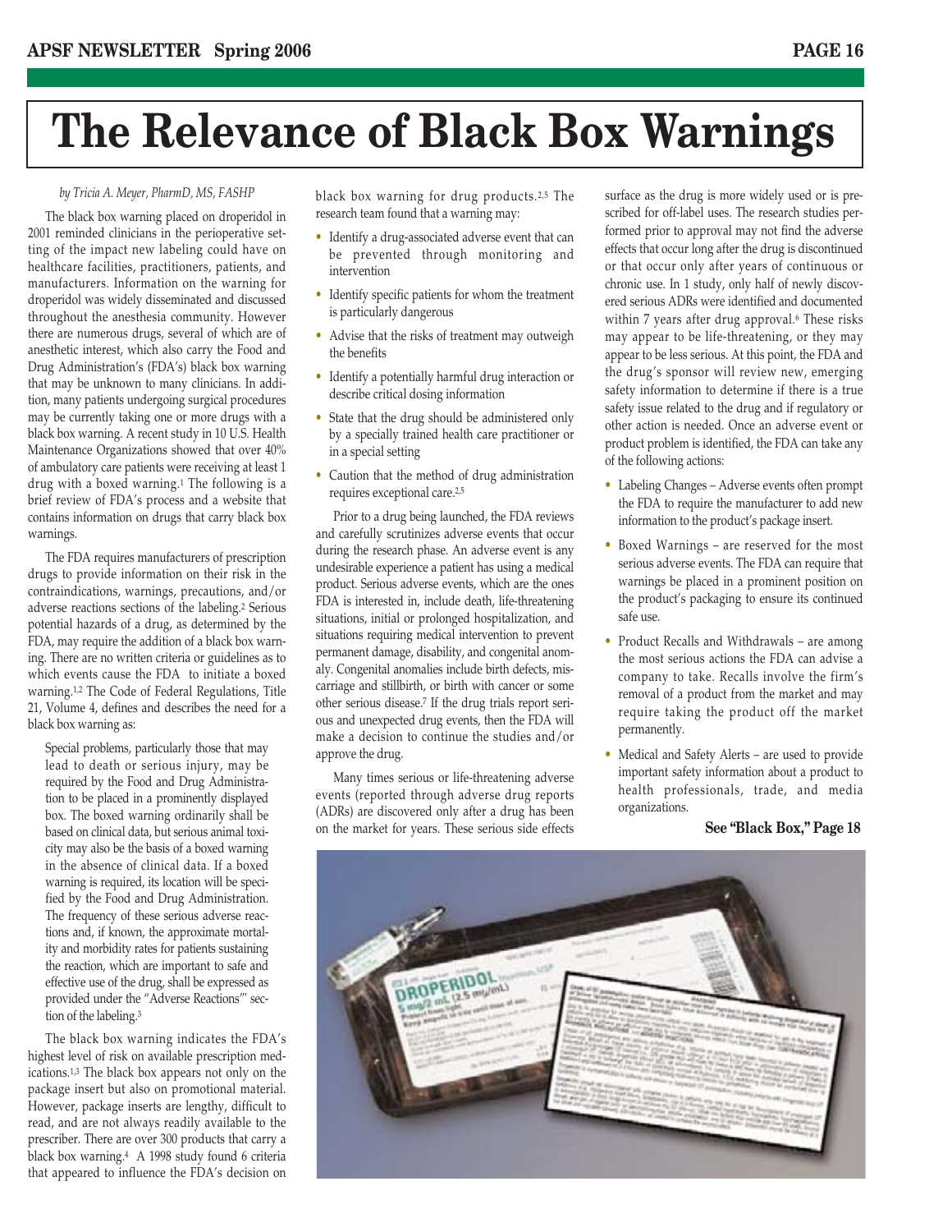# The Relevance of Black Box Warnings

*by Tricia A. Meyer, PharmD, MS, FASHP*

The black box warning placed on droperidol in 2001 reminded clinicians in the perioperative setting of the impact new labeling could have on healthcare facilities, practitioners, patients, and manufacturers. Information on the warning for droperidol was widely disseminated and discussed throughout the anesthesia community. However there are numerous drugs, several of which are of anesthetic interest, which also carry the Food and Drug Administration's (FDA's) black box warning that may be unknown to many clinicians. In addition, many patients undergoing surgical procedures may be currently taking one or more drugs with a black box warning. A recent study in 10 U.S. Health Maintenance Organizations showed that over 40% of ambulatory care patients were receiving at least 1 drug with a boxed warning.[1] The following is a brief review of FDA's process and a website that contains information on drugs that carry black box warnings.

The FDA requires manufacturers of prescription drugs to provide information on their risk in the contraindications, warnings, precautions, and/or adverse reactions sections of the labeling.[2] Serious potential hazards of a drug, as determined by the FDA, may require the addition of a black box warning. There are no written criteria or guidelines as to which events cause the FDA to initiate a boxed warning.[1,2] The Code of Federal Regulations, Title 21, Volume 4, defines and describes the need for a black box warning as:

> Special problems, particularly those that may lead to death or serious injury, may be required by the Food and Drug Administration to be placed in a prominently displayed box. The boxed warning ordinarily shall be based on clinical data, but serious animal toxicity may also be the basis of a boxed warning in the absence of clinical data. If a boxed warning is required, its location will be specified by the Food and Drug Administration. The frequency of these serious adverse reactions and, if known, the approximate mortality and morbidity rates for patients sustaining the reaction, which are important to safe and effective use of the drug, shall be expressed as provided under the "Adverse Reactions" section of the labeling.[3]

The black box warning indicates the FDA's highest level of risk on available prescription medications.[1,3] The black box appears not only on the package insert but also on promotional material. However, package inserts are lengthy, difficult to read, and are not always readily available to the prescriber. There are over 300 products that carry a black box warning.[4] A 1998 study found 6 criteria that appeared to influence the FDA's decision on black box warning for drug products.[2,5] The research team found that a warning may:

- Identify a drug-associated adverse event that can be prevented through monitoring and intervention
- Identify specific patients for whom the treatment is particularly dangerous
- Advise that the risks of treatment may outweigh the benefits
- Identify a potentially harmful drug interaction or describe critical dosing information
- State that the drug should be administered only by a specially trained health care practitioner or in a special setting
- Caution that the method of drug administration requires exceptional care.[2,5]

Prior to a drug being launched, the FDA reviews and carefully scrutinizes adverse events that occur during the research phase. An adverse event is any undesirable experience a patient has using a medical product. Serious adverse events, which are the ones FDA is interested in, include death, life-threatening situations, initial or prolonged hospitalization, and situations requiring medical intervention to prevent permanent damage, disability, and congenital anomaly. Congenital anomalies include birth defects, miscarriage and stillbirth, or birth with cancer or some other serious disease.[7] If the drug trials report serious and unexpected drug events, then the FDA will make a decision to continue the studies and/or approve the drug.

Many times serious or life-threatening adverse events (reported through adverse drug reports (ADRs) are discovered only after a drug has been on the market for years. These serious side effects surface as the drug is more widely used or is prescribed for off-label uses. The research studies performed prior to approval may not find the adverse effects that occur long after the drug is discontinued or that occur only after years of continuous or chronic use. In 1 study, only half of newly discovered serious ADRs were identified and documented within 7 years after drug approval.[6] These risks may appear to be life-threatening, or they may appear to be less serious. At this point, the FDA and the drug's sponsor will review new, emerging safety information to determine if there is a true safety issue related to the drug and if regulatory or other action is needed. Once an adverse event or product problem is identified, the FDA can take any of the following actions:

- Labeling Changes – Adverse events often prompt the FDA to require the manufacturer to add new information to the product's package insert.
- Boxed Warnings – are reserved for the most serious adverse events. The FDA can require that warnings be placed in a prominent position on the product's packaging to ensure its continued safe use.
- Product Recalls and Withdrawals – are among the most serious actions the FDA can advise a company to take. Recalls involve the firm's removal of a product from the market and may require taking the product off the market permanently.
- Medical and Safety Alerts – are used to provide important safety information about a product to health professionals, trade, and media organizations.

**See "Black Box," Page 18**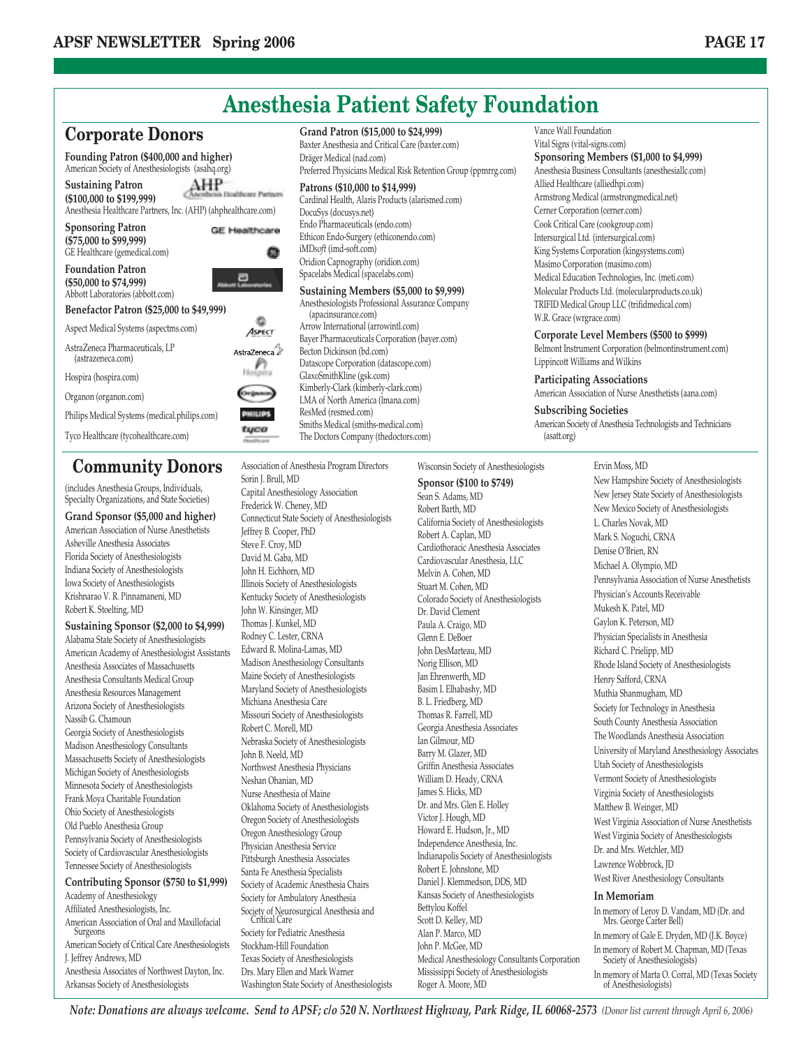# Anesthesia Patient Safety Foundation

## Corporate Donors

**Founding Patron ($400,000 and higher)**
American Society of Anesthesiologists (asahq.org)

**Sustaining Patron ($100,000 to $199,999)**
Anesthesia Healthcare Partners, Inc. (AHP) (ahphealthcare.com)

**Sponsoring Patron ($75,000 to $99,999)**
GE Healthcare (gemedical.com)

**Foundation Patron ($50,000 to $74,999)**
Abbott Laboratories (abbott.com)

**Benefactor Patron ($25,000 to $49,999)**
Aspect Medical Systems (aspectms.com)
AstraZeneca Pharmaceuticals, LP (astrazeneca.com)
Hospira (hospira.com)
Organon (organon.com)
Philips Medical Systems (medical.philips.com)
Tyco Healthcare (tycohealthcare.com)

**Grand Patron ($15,000 to $24,999)**
Baxter Anesthesia and Critical Care (baxter.com)
Dräger Medical (nad.com)
Preferred Physicians Medical Risk Retention Group (ppmrrg.com)

**Patrons ($10,000 to $14,999)**
Cardinal Health, Alaris Products (alarismed.com)
DocuSys (docusys.net)
Endo Pharmaceuticals (endo.com)
Ethicon Endo-Surgery (ethiconendo.com)
iMD*soft* (imd-soft.com)
Oridion Capnography (oridion.com)
Spacelabs Medical (spacelabs.com)

**Sustaining Members ($5,000 to $9,999)**
Anesthesiologists Professional Assurance Company (apacinsurance.com)
Arrow International (arrowintl.com)
Bayer Pharmaceuticals Corporation (bayer.com)
Becton Dickinson (bd.com)
Datascope Corporation (datascope.com)
GlaxoSmithKline (gsk.com)
Kimberly-Clark (kimberly-clark.com)
LMA of North America (lmana.com)
ResMed (resmed.com)
Smiths Medical (smiths-medical.com)
The Doctors Company (thedoctors.com)
Vance Wall Foundation
Vital Signs (vital-signs.com)

**Sponsoring Members ($1,000 to $4,999)**
Anesthesia Business Consultants (anesthesiallc.com)
Allied Healthcare (alliedhpi.com)
Armstrong Medical (armstrongmedical.net)
Cerner Corporation (cerner.com)
Cook Critical Care (cookgroup.com)
Intersurgical Ltd. (intersurgical.com)
King Systems Corporation (kingsystems.com)
Masimo Corporation (masimo.com)
Medical Education Technologies, Inc. (meti.com)
Molecular Products Ltd. (molecularproducts.co.uk)
TRIFID Medical Group LLC (trifidmedical.com)
W.R. Grace (wrgrace.com)

**Corporate Level Members ($500 to $999)**
Belmont Instrument Corporation (belmontinstrument.com)
Lippincott Williams and Wilkins

**Participating Associations**
American Association of Nurse Anesthetists (aana.com)

**Subscribing Societies**
American Society of Anesthesia Technologists and Technicians (asatt.org)

## Community Donors

(includes Anesthesia Groups, Individuals, Specialty Organizations, and State Societies)

**Grand Sponsor ($5,000 and higher)**
American Association of Nurse Anesthetists
Asheville Anesthesia Associates
Florida Society of Anesthesiologists
Indiana Society of Anesthesiologists
Iowa Society of Anesthesiologists
Krishnarao V. R. Pinnamaneni, MD
Robert K. Stoelting, MD

**Sustaining Sponsor ($2,000 to $4,999)**
Alabama State Society of Anesthesiologists
American Academy of Anesthesiologist Assistants
Anesthesia Associates of Massachusetts
Anesthesia Consultants Medical Group
Anesthesia Resources Management
Arizona Society of Anesthesiologists
Nassib G. Chamoun
Georgia Society of Anesthesiologists
Madison Anesthesiology Consultants
Massachusetts Society of Anesthesiologists
Michigan Society of Anesthesiologists
Minnesota Society of Anesthesiologists
Frank Moya Charitable Foundation
Ohio Society of Anesthesiologists
Old Pueblo Anesthesia Group
Pennsylvania Society of Anesthesiologists
Society of Cardiovascular Anesthesiologists
Tennessee Society of Anesthesiologists

**Contributing Sponsor ($750 to $1,999)**
Academy of Anesthesiology
Affiliated Anesthesiologists, Inc.
American Association of Oral and Maxillofacial Surgeons
American Society of Critical Care Anesthesiologists
J. Jeffrey Andrews, MD
Anesthesia Associates of Northwest Dayton, Inc.
Arkansas Society of Anesthesiologists
Association of Anesthesia Program Directors
Sorin J. Brull, MD
Capital Anesthesiology Association
Frederick W. Cheney, MD
Connecticut State Society of Anesthesiologists
Jeffrey B. Cooper, PhD
Steve F. Croy, MD
David M. Gaba, MD
John H. Eichhorn, MD
Illinois Society of Anesthesiologists
Kentucky Society of Anesthesiologists
John W. Kinsinger, MD
Thomas J. Kunkel, MD
Rodney C. Lester, CRNA
Edward R. Molina-Lamas, MD
Madison Anesthesiology Consultants
Maine Society of Anesthesiologists
Maryland Society of Anesthesiologists
Michiana Anesthesia Care
Missouri Society of Anesthesiologists
Robert C. Morell, MD
Nebraska Society of Anesthesiologists
John B. Neeld, MD
Northwest Anesthesia Physicians
Neshan Ohanian, MD
Nurse Anesthesia of Maine
Oklahoma Society of Anesthesiologists
Oregon Society of Anesthesiologists
Oregon Anesthesiology Group
Physician Anesthesia Service
Pittsburgh Anesthesia Associates
Santa Fe Anesthesia Specialists
Society of Academic Anesthesia Chairs
Society for Ambulatory Anesthesia
Society of Neurosurgical Anesthesia and Critical Care
Society for Pediatric Anesthesia
Stockham-Hill Foundation
Texas Society of Anesthesiologists
Drs. Mary Ellen and Mark Warner
Washington State Society of Anesthesiologists
Wisconsin Society of Anesthesiologists

**Sponsor ($100 to $749)**
Sean S. Adams, MD
Robert Barth, MD
California Society of Anesthesiologists
Robert A. Caplan, MD
Cardiothoracic Anesthesia Associates
Cardiovascular Anesthesia, LLC
Melvin A. Cohen, MD
Stuart M. Cohen, MD
Colorado Society of Anesthesiologists
Dr. David Clement
Paula A. Craigo, MD
Glenn E. DeBoer
John DesMarteau, MD
Norig Ellison, MD
Jan Ehrenwerth, MD
Basim I. Elhabashy, MD
B. L. Friedberg, MD
Thomas R. Farrell, MD
Georgia Anesthesia Associates
Ian Gilmour, MD
Barry M. Glazer, MD
Griffin Anesthesia Associates
William D. Heady, CRNA
James S. Hicks, MD
Dr. and Mrs. Glen E. Holley
Victor J. Hough, MD
Howard E. Hudson, Jr., MD
Independence Anesthesia, Inc.
Indianapolis Society of Anesthesiologists
Robert E. Johnstone, MD
Daniel J. Klemmedson, DDS, MD
Kansas Society of Anesthesiologists
Bettylou Koffel
Scott D. Kelley, MD
Alan P. Marco, MD
John P. McGee, MD
Medical Anesthesiology Consultants Corporation
Mississippi Society of Anesthesiologists
Roger A. Moore, MD
Ervin Moss, MD
New Hampshire Society of Anesthesiologists
New Jersey State Society of Anesthesiologists
New Mexico Society of Anesthesiologists
L. Charles Novak, MD
Mark S. Noguchi, CRNA
Denise O'Brien, RN
Michael A. Olympio, MD
Pennsylvania Association of Nurse Anesthetists
Physician's Accounts Receivable
Mukesh K. Patel, MD
Gaylon K. Peterson, MD
Physician Specialists in Anesthesia
Richard C. Prielipp, MD
Rhode Island Society of Anesthesiologists
Henry Safford, CRNA
Muthia Shanmugham, MD
Society for Technology in Anesthesia
South County Anesthesia Association
The Woodlands Anesthesia Association
University of Maryland Anesthesiology Associates
Utah Society of Anesthesiologists
Vermont Society of Anesthesiologists
Virginia Society of Anesthesiologists
Matthew B. Weinger, MD
West Virginia Association of Nurse Anesthetists
West Virginia Society of Anesthesiologists
Dr. and Mrs. Wetchler, MD
Lawrence Wobbrock, JD
West River Anesthesiology Consultants

**In Memoriam**
In memory of Leroy D. Vandam, MD (Dr. and Mrs. George Carter Bell)
In memory of Gale E. Dryden, MD (J.K. Boyce)
In memory of Robert M. Chapman, MD (Texas Society of Anesthesiologists)
In memory of Marta O. Corral, MD (Texas Society of Anesthesiologists)

*Note: Donations are always welcome. Send to APSF; c/o 520 N. Northwest Highway, Park Ridge, IL 60068-2573* *(Donor list current through April 6, 2006)*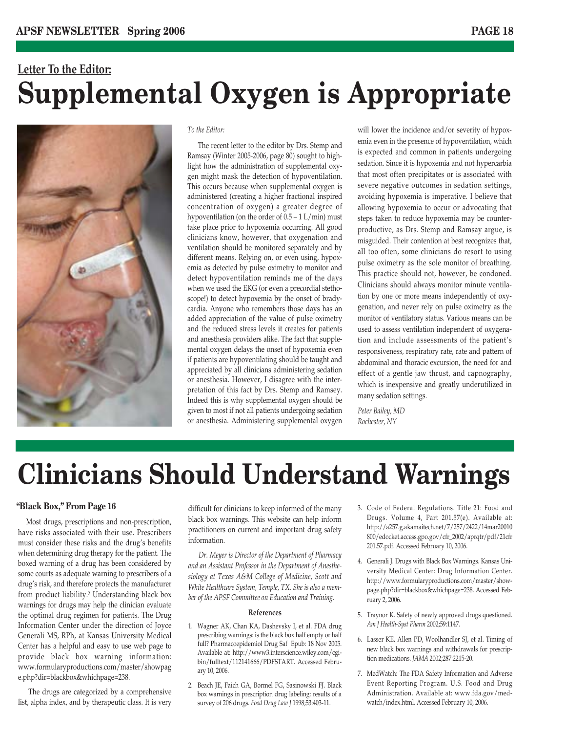**Letter To the Editor:**

# Supplemental Oxygen is Appropriate

*To the Editor:*

The recent letter to the editor by Drs. Stemp and Ramsay (Winter 2005-2006, page 80) sought to highlight how the administration of supplemental oxygen might mask the detection of hypoventilation. This occurs because when supplemental oxygen is administered (creating a higher fractional inspired concentration of oxygen) a greater degree of hypoventilation (on the order of 0.5 – 1 L/min) must take place prior to hypoxemia occurring. All good clinicians know, however, that oxygenation and ventilation should be monitored separately and by different means. Relying on, or even using, hypoxemia as detected by pulse oximetry to monitor and detect hypoventilation reminds me of the days when we used the EKG (or even a precordial stethoscope!) to detect hypoxemia by the onset of bradycardia. Anyone who remembers those days has an added appreciation of the value of pulse oximetry and the reduced stress levels it creates for patients and anesthesia providers alike. The fact that supplemental oxygen delays the onset of hypoxemia even if patients are hypoventilating should be taught and appreciated by all clinicians administering sedation or anesthesia. However, I disagree with the interpretation of this fact by Drs. Stemp and Ramsey. Indeed this is why supplemental oxygen should be given to most if not all patients undergoing sedation or anesthesia. Administering supplemental oxygen will lower the incidence and/or severity of hypoxemia even in the presence of hypoventilation, which is expected and common in patients undergoing sedation. Since it is hypoxemia and not hypercarbia that most often precipitates or is associated with severe negative outcomes in sedation settings, avoiding hypoxemia is imperative. I believe that allowing hypoxemia to occur or advocating that steps taken to reduce hypoxemia may be counterproductive, as Drs. Stemp and Ramsay argue, is misguided. Their contention at best recognizes that, all too often, some clinicians do resort to using pulse oximetry as the sole monitor of breathing. This practice should not, however, be condoned. Clinicians should always monitor minute ventilation by one or more means independently of oxygenation, and never rely on pulse oximetry as the monitor of ventilatory status. Various means can be used to assess ventilation independent of oxygenation and include assessments of the patient's responsiveness, respiratory rate, rate and pattern of abdominal and thoracic excursion, the need for and effect of a gentle jaw thrust, and capnography, which is inexpensive and greatly underutilized in many sedation settings.

*Peter Bailey, MD*
*Rochester, NY*

# Clinicians Should Understand Warnings

**"Black Box," From Page 16**

Most drugs, prescriptions and non-prescription, have risks associated with their use. Prescribers must consider these risks and the drug's benefits when determining drug therapy for the patient. The boxed warning of a drug has been considered by some courts as adequate warning to prescribers of a drug's risk, and therefore protects the manufacturer from product liability.[2] Understanding black box warnings for drugs may help the clinician evaluate the optimal drug regimen for patients. The Drug Information Center under the direction of Joyce Generali MS, RPh, at Kansas University Medical Center has a helpful and easy to use web page to provide black box warning information: www.formularyproductions.com/master/showpage.php?dir=blackbox&whichpage=238.

The drugs are categorized by a comprehensive list, alpha index, and by therapeutic class. It is very difficult for clinicians to keep informed of the many black box warnings. This website can help inform practitioners on current and important drug safety information.

*Dr. Meyer is Director of the Department of Pharmacy and an Assistant Professor in the Department of Anesthesiology at Texas A&M College of Medicine, Scott and White Healthcare System, Temple, TX. She is also a member of the APSF Committee on Education and Training.*

**References**

1. Wagner AK, Chan KA, Dashevsky I, et al. FDA drug prescribing warnings: is the black box half empty or half full? Pharmacoepidemiol Drug Saf Epub: 18 Nov 2005. Available at: http://www3.interscience.wiley.com/cgi-bin/fulltext/112141666/PDFSTART. Accessed February 10, 2006.
2. Beach JE, Faich GA, Bormel FG, Sasinowski FJ. Black box warnings in prescription drug labeling: results of a survey of 206 drugs. *Food Drug Law J* 1998;53:403-11.
3. Code of Federal Regulations. Title 21: Food and Drugs. Volume 4, Part 201.57(e). Available at: http://a257.g.akamaitech.net/7/257/2422/14mar20010800/edocket.access.gpo.gov/cfr_2002/aprqtr/pdf/21cfr201.57.pdf. Accessed February 10, 2006.
4. Generali J. Drugs with Black Box Warnings. Kansas University Medical Center: Drug Information Center. http://www.formularyproductions.com/master/showpage.php?dir=blackbox&whichpage=238. Accessed February 2, 2006.
5. Traynor K. Safety of newly approved drugs questioned. *Am J Health-Syst Pharm* 2002;59:1147.
6. Lasser KE, Allen PD, Woolhandler SJ, et al. Timing of new black box warnings and withdrawals for prescription medications. *JAMA* 2002;287:2215-20.
7. MedWatch: The FDA Safety Information and Adverse Event Reporting Program. U.S. Food and Drug Administration. Available at: www.fda.gov/medwatch/index.html. Accessed February 10, 2006.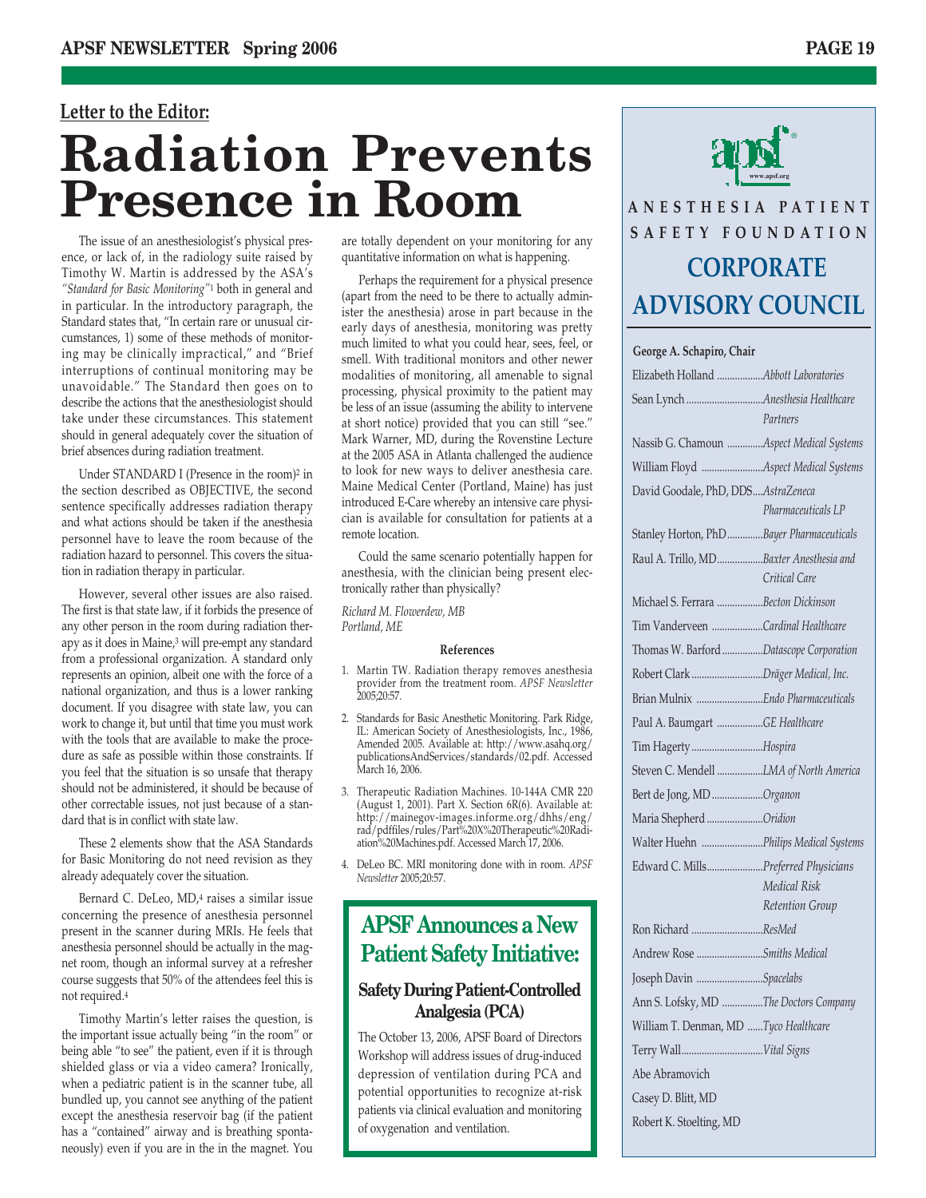## Letter to the Editor:

# Radiation Prevents Presence in Room

The issue of an anesthesiologist's physical presence, or lack of, in the radiology suite raised by Timothy W. Martin is addressed by the ASA's *"Standard for Basic Monitoring"*[1] both in general and in particular. In the introductory paragraph, the Standard states that, "In certain rare or unusual circumstances, 1) some of these methods of monitoring may be clinically impractical," and "Brief interruptions of continual monitoring may be unavoidable." The Standard then goes on to describe the actions that the anesthesiologist should take under these circumstances. This statement should in general adequately cover the situation of brief absences during radiation treatment.

Under STANDARD I (Presence in the room)[2] in the section described as OBJECTIVE, the second sentence specifically addresses radiation therapy and what actions should be taken if the anesthesia personnel have to leave the room because of the radiation hazard to personnel. This covers the situation in radiation therapy in particular.

However, several other issues are also raised. The first is that state law, if it forbids the presence of any other person in the room during radiation therapy as it does in Maine,[3] will pre-empt any standard from a professional organization. A standard only represents an opinion, albeit one with the force of a national organization, and thus is a lower ranking document. If you disagree with state law, you can work to change it, but until that time you must work with the tools that are available to make the procedure as safe as possible within those constraints. If you feel that the situation is so unsafe that therapy should not be administered, it should be because of other correctable issues, not just because of a standard that is in conflict with state law.

These 2 elements show that the ASA Standards for Basic Monitoring do not need revision as they already adequately cover the situation.

Bernard C. DeLeo, MD,[4] raises a similar issue concerning the presence of anesthesia personnel present in the scanner during MRIs. He feels that anesthesia personnel should be actually in the magnet room, though an informal survey at a refresher course suggests that 50% of the attendees feel this is not required.[4]

Timothy Martin's letter raises the question, is the important issue actually being "in the room" or being able "to see" the patient, even if it is through shielded glass or via a video camera? Ironically, when a pediatric patient is in the scanner tube, all bundled up, you cannot see anything of the patient except the anesthesia reservoir bag (if the patient has a "contained" airway and is breathing spontaneously) even if you are in the in the magnet. You are totally dependent on your monitoring for any quantitative information on what is happening.

Perhaps the requirement for a physical presence (apart from the need to be there to actually administer the anesthesia) arose in part because in the early days of anesthesia, monitoring was pretty much limited to what you could hear, sees, feel, or smell. With traditional monitors and other newer modalities of monitoring, all amenable to signal processing, physical proximity to the patient may be less of an issue (assuming the ability to intervene at short notice) provided that you can still "see." Mark Warner, MD, during the Rovenstine Lecture at the 2005 ASA in Atlanta challenged the audience to look for new ways to deliver anesthesia care. Maine Medical Center (Portland, Maine) has just introduced E-Care whereby an intensive care physician is available for consultation for patients at a remote location.

Could the same scenario potentially happen for anesthesia, with the clinician being present electronically rather than physically?

*Richard M. Flowerdew, MB*
*Portland, ME*

#### References

1. Martin TW. Radiation therapy removes anesthesia provider from the treatment room. *APSF Newsletter* 2005;20:57.
2. Standards for Basic Anesthetic Monitoring. Park Ridge, IL: American Society of Anesthesiologists, Inc., 1986, Amended 2005. Available at: http://www.asahq.org/publicationsAndServices/standards/02.pdf. Accessed March 16, 2006.
3. Therapeutic Radiation Machines. 10-144A CMR 220 (August 1, 2001). Part X. Section 6R(6). Available at: http://mainegov-images.informe.org/dhhs/eng/rad/pdffiles/rules/Part%20X%20Therapeutic%20Radiation%20Machines.pdf. Accessed March 17, 2006.
4. DeLeo BC. MRI monitoring done with in room. *APSF Newsletter* 2005;20:57.

## APSF Announces a New Patient Safety Initiative:

### Safety During Patient-Controlled Analgesia (PCA)

The October 13, 2006, APSF Board of Directors Workshop will address issues of drug-induced depression of ventilation during PCA and potential opportunities to recognize at-risk patients via clinical evaluation and monitoring of oxygenation and ventilation.

---

apsf® www.apsf.org

ANESTHESIA PATIENT SAFETY FOUNDATION

## CORPORATE ADVISORY COUNCIL

**George A. Schapiro, Chair**

| Name | Company |
|---|---|
| Elizabeth Holland | *Abbott Laboratories* |
| Sean Lynch | *Anesthesia Healthcare Partners* |
| Nassib G. Chamoun | *Aspect Medical Systems* |
| William Floyd | *Aspect Medical Systems* |
| David Goodale, PhD, DDS | *AstraZeneca Pharmaceuticals LP* |
| Stanley Horton, PhD | *Bayer Pharmaceuticals* |
| Raul A. Trillo, MD | *Baxter Anesthesia and Critical Care* |
| Michael S. Ferrara | *Becton Dickinson* |
| Tim Vanderveen | *Cardinal Healthcare* |
| Thomas W. Barford | *Datascope Corporation* |
| Robert Clark | *Dräger Medical, Inc.* |
| Brian Mulnix | *Endo Pharmaceuticals* |
| Paul A. Baumgart | *GE Healthcare* |
| Tim Hagerty | *Hospira* |
| Steven C. Mendell | *LMA of North America* |
| Bert de Jong, MD | *Organon* |
| Maria Shepherd | *Oridion* |
| Walter Huehn | *Philips Medical Systems* |
| Edward C. Mills | *Preferred Physicians Medical Risk Retention Group* |
| Ron Richard | *ResMed* |
| Andrew Rose | *Smiths Medical* |
| Joseph Davin | *Spacelabs* |
| Ann S. Lofsky, MD | *The Doctors Company* |
| William T. Denman, MD | *Tyco Healthcare* |
| Terry Wall | *Vital Signs* |
| Abe Abramovich | |
| Casey D. Blitt, MD | |
| Robert K. Stoelting, MD | |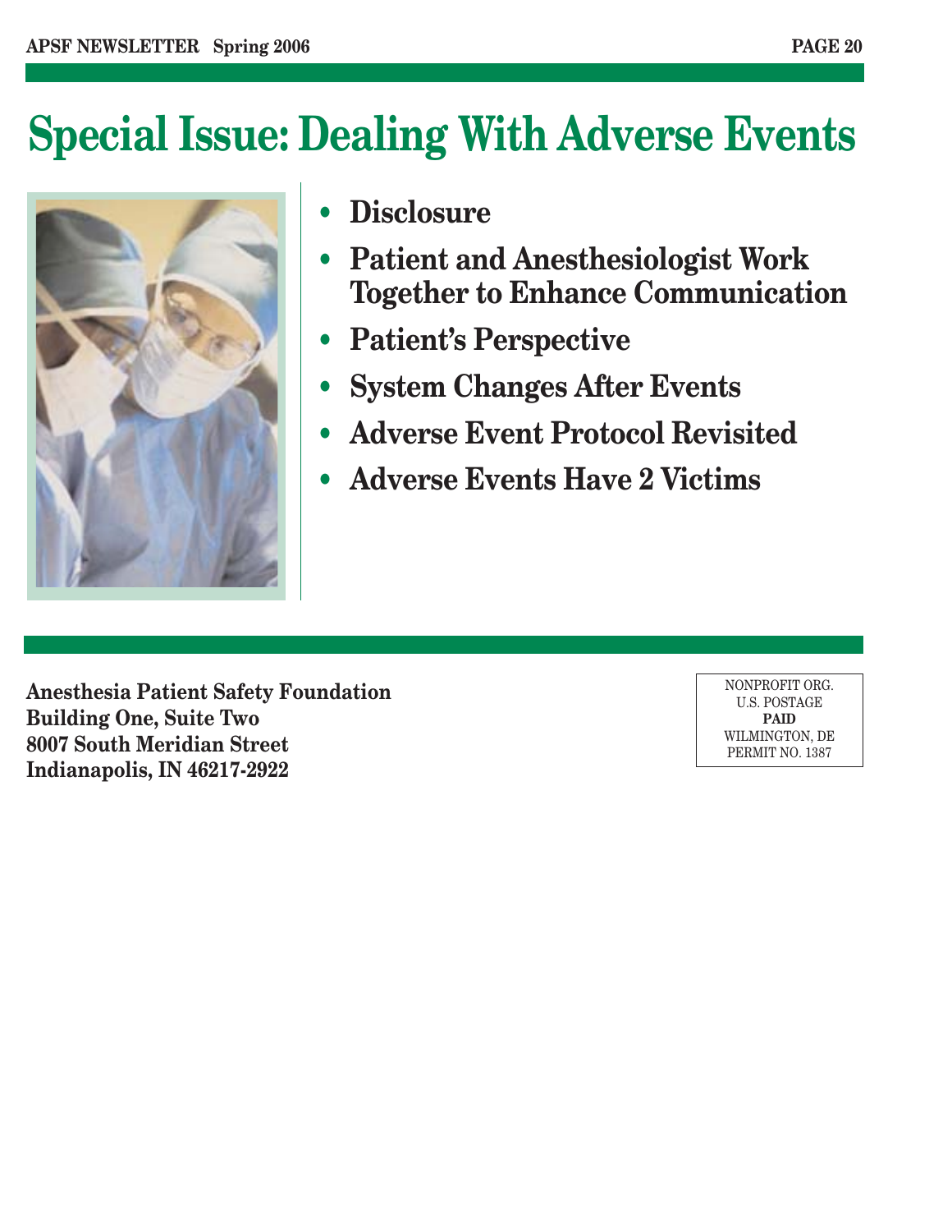# Special Issue: Dealing With Adverse Events

- **Disclosure**
- **Patient and Anesthesiologist Work Together to Enhance Communication**
- **Patient's Perspective**
- **System Changes After Events**
- **Adverse Event Protocol Revisited**
- **Adverse Events Have 2 Victims**

**Anesthesia Patient Safety Foundation**
**Building One, Suite Two**
**8007 South Meridian Street**
**Indianapolis, IN 46217-2922**

NONPROFIT ORG.
U.S. POSTAGE
**PAID**
WILMINGTON, DE
PERMIT NO. 1387